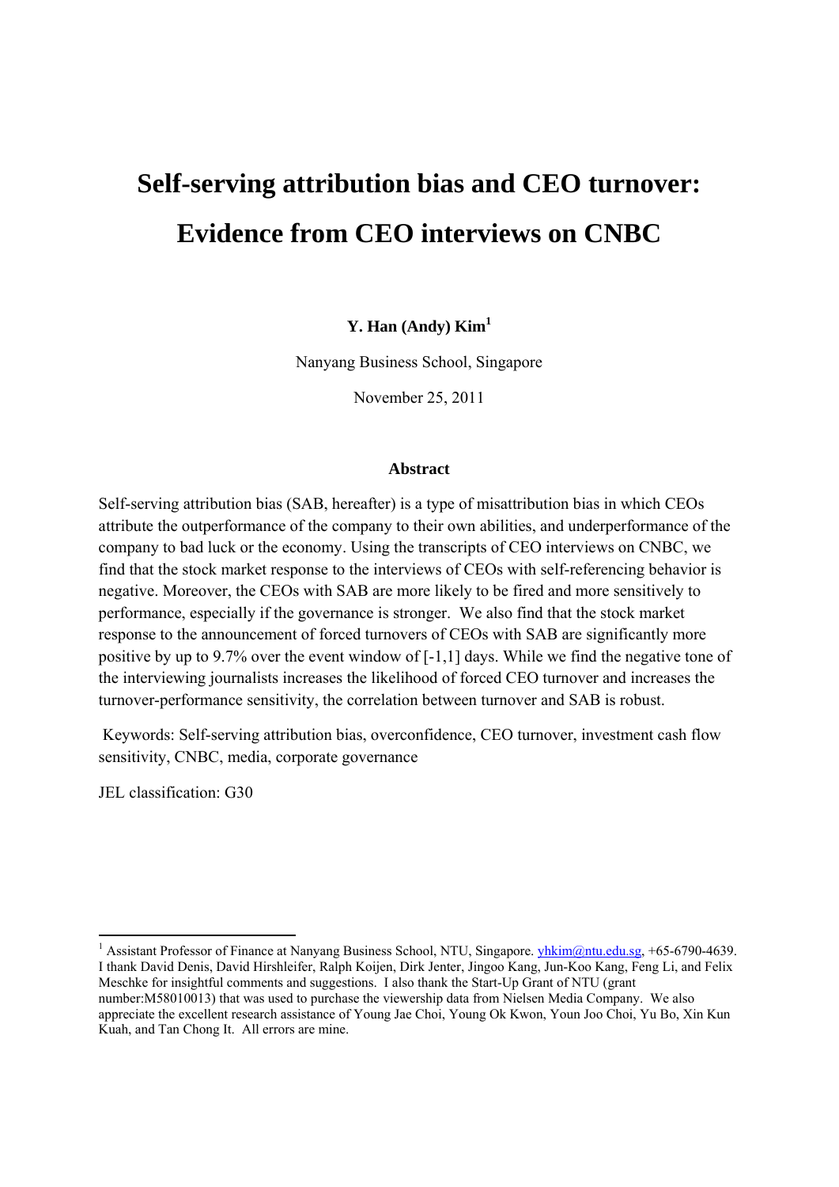# Self-serving attribution bias and CEO turnover: Evidence from CEO interviews on CNBC

**Y. Han (Andy) Kim**[1]

Nanyang Business School, Singapore

November 25, 2011

**Abstract**

Self-serving attribution bias (SAB, hereafter) is a type of misattribution bias in which CEOs attribute the outperformance of the company to their own abilities, and underperformance of the company to bad luck or the economy. Using the transcripts of CEO interviews on CNBC, we find that the stock market response to the interviews of CEOs with self-referencing behavior is negative. Moreover, the CEOs with SAB are more likely to be fired and more sensitively to performance, especially if the governance is stronger. We also find that the stock market response to the announcement of forced turnovers of CEOs with SAB are significantly more positive by up to 9.7% over the event window of [-1,1] days. While we find the negative tone of the interviewing journalists increases the likelihood of forced CEO turnover and increases the turnover-performance sensitivity, the correlation between turnover and SAB is robust.

Keywords: Self-serving attribution bias, overconfidence, CEO turnover, investment cash flow sensitivity, CNBC, media, corporate governance

JEL classification: G30

[1] Assistant Professor of Finance at Nanyang Business School, NTU, Singapore. yhkim@ntu.edu.sg, +65-6790-4639. I thank David Denis, David Hirshleifer, Ralph Koijen, Dirk Jenter, Jingoo Kang, Jun-Koo Kang, Feng Li, and Felix Meschke for insightful comments and suggestions. I also thank the Start-Up Grant of NTU (grant number:M58010013) that was used to purchase the viewership data from Nielsen Media Company. We also appreciate the excellent research assistance of Young Jae Choi, Young Ok Kwon, Youn Joo Choi, Yu Bo, Xin Kun Kuah, and Tan Chong It. All errors are mine.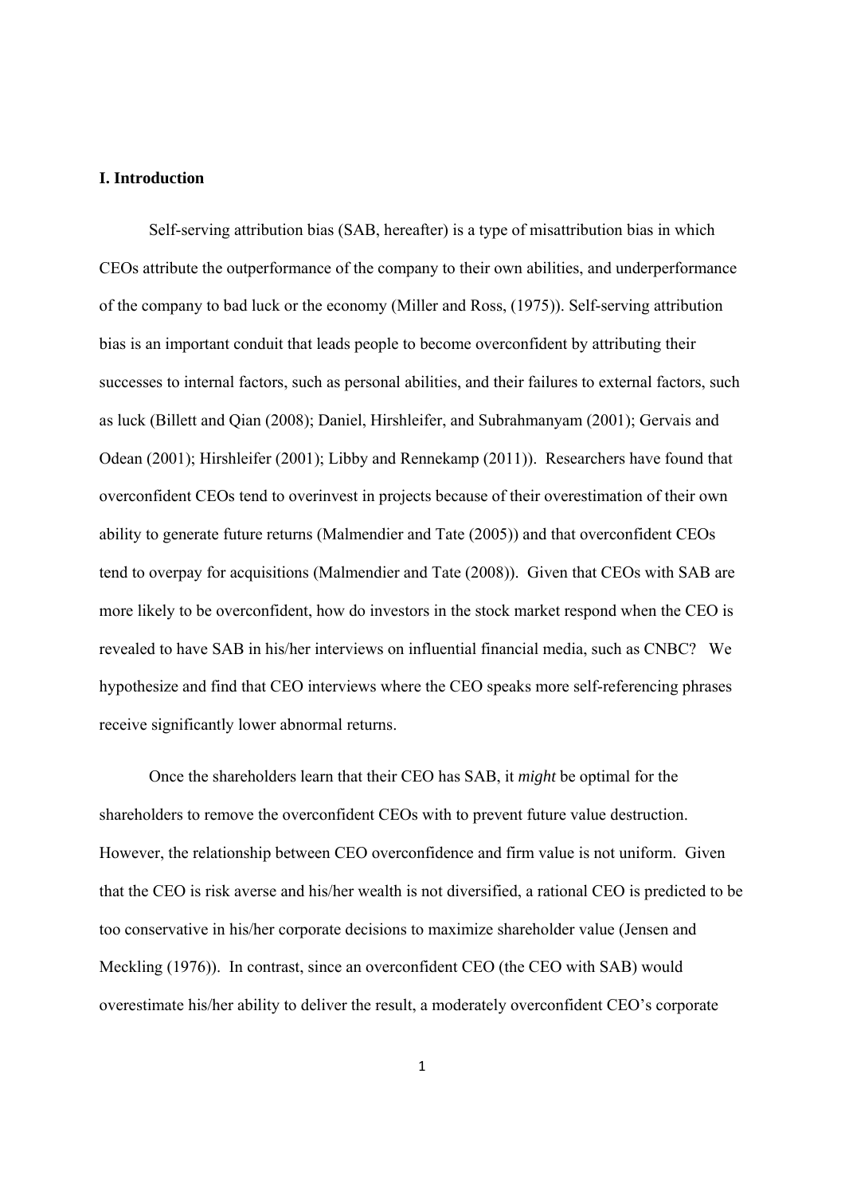## I. Introduction

Self-serving attribution bias (SAB, hereafter) is a type of misattribution bias in which CEOs attribute the outperformance of the company to their own abilities, and underperformance of the company to bad luck or the economy (Miller and Ross, (1975)). Self-serving attribution bias is an important conduit that leads people to become overconfident by attributing their successes to internal factors, such as personal abilities, and their failures to external factors, such as luck (Billett and Qian (2008); Daniel, Hirshleifer, and Subrahmanyam (2001); Gervais and Odean (2001); Hirshleifer (2001); Libby and Rennekamp (2011)). Researchers have found that overconfident CEOs tend to overinvest in projects because of their overestimation of their own ability to generate future returns (Malmendier and Tate (2005)) and that overconfident CEOs tend to overpay for acquisitions (Malmendier and Tate (2008)). Given that CEOs with SAB are more likely to be overconfident, how do investors in the stock market respond when the CEO is revealed to have SAB in his/her interviews on influential financial media, such as CNBC? We hypothesize and find that CEO interviews where the CEO speaks more self-referencing phrases receive significantly lower abnormal returns.

Once the shareholders learn that their CEO has SAB, it *might* be optimal for the shareholders to remove the overconfident CEOs with to prevent future value destruction. However, the relationship between CEO overconfidence and firm value is not uniform. Given that the CEO is risk averse and his/her wealth is not diversified, a rational CEO is predicted to be too conservative in his/her corporate decisions to maximize shareholder value (Jensen and Meckling (1976)). In contrast, since an overconfident CEO (the CEO with SAB) would overestimate his/her ability to deliver the result, a moderately overconfident CEO's corporate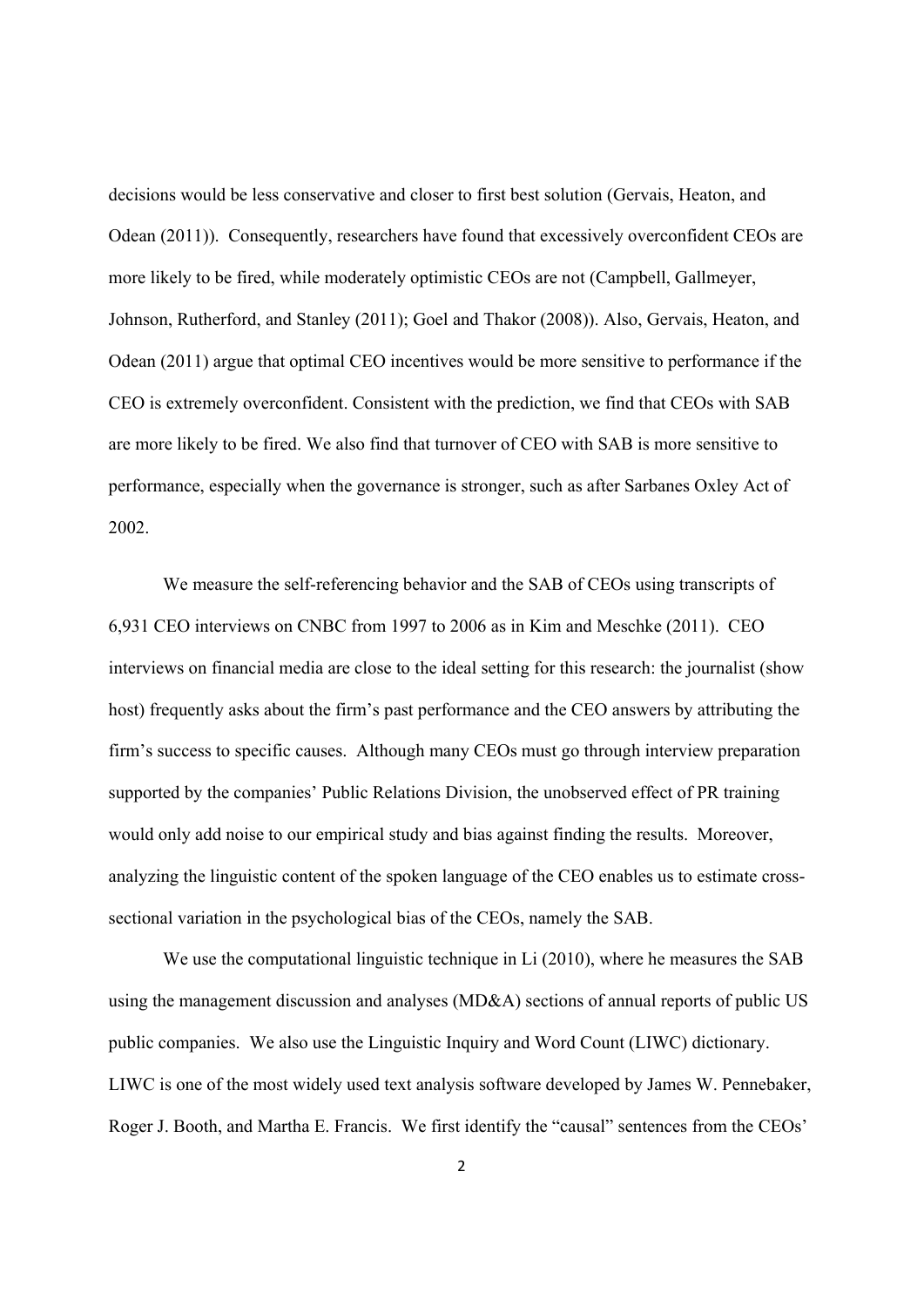decisions would be less conservative and closer to first best solution (Gervais, Heaton, and Odean (2011)). Consequently, researchers have found that excessively overconfident CEOs are more likely to be fired, while moderately optimistic CEOs are not (Campbell, Gallmeyer, Johnson, Rutherford, and Stanley (2011); Goel and Thakor (2008)). Also, Gervais, Heaton, and Odean (2011) argue that optimal CEO incentives would be more sensitive to performance if the CEO is extremely overconfident. Consistent with the prediction, we find that CEOs with SAB are more likely to be fired. We also find that turnover of CEO with SAB is more sensitive to performance, especially when the governance is stronger, such as after Sarbanes Oxley Act of 2002.

We measure the self-referencing behavior and the SAB of CEOs using transcripts of 6,931 CEO interviews on CNBC from 1997 to 2006 as in Kim and Meschke (2011). CEO interviews on financial media are close to the ideal setting for this research: the journalist (show host) frequently asks about the firm's past performance and the CEO answers by attributing the firm's success to specific causes. Although many CEOs must go through interview preparation supported by the companies' Public Relations Division, the unobserved effect of PR training would only add noise to our empirical study and bias against finding the results. Moreover, analyzing the linguistic content of the spoken language of the CEO enables us to estimate cross-sectional variation in the psychological bias of the CEOs, namely the SAB.

We use the computational linguistic technique in Li (2010), where he measures the SAB using the management discussion and analyses (MD&A) sections of annual reports of public US public companies. We also use the Linguistic Inquiry and Word Count (LIWC) dictionary. LIWC is one of the most widely used text analysis software developed by James W. Pennebaker, Roger J. Booth, and Martha E. Francis. We first identify the "causal" sentences from the CEOs'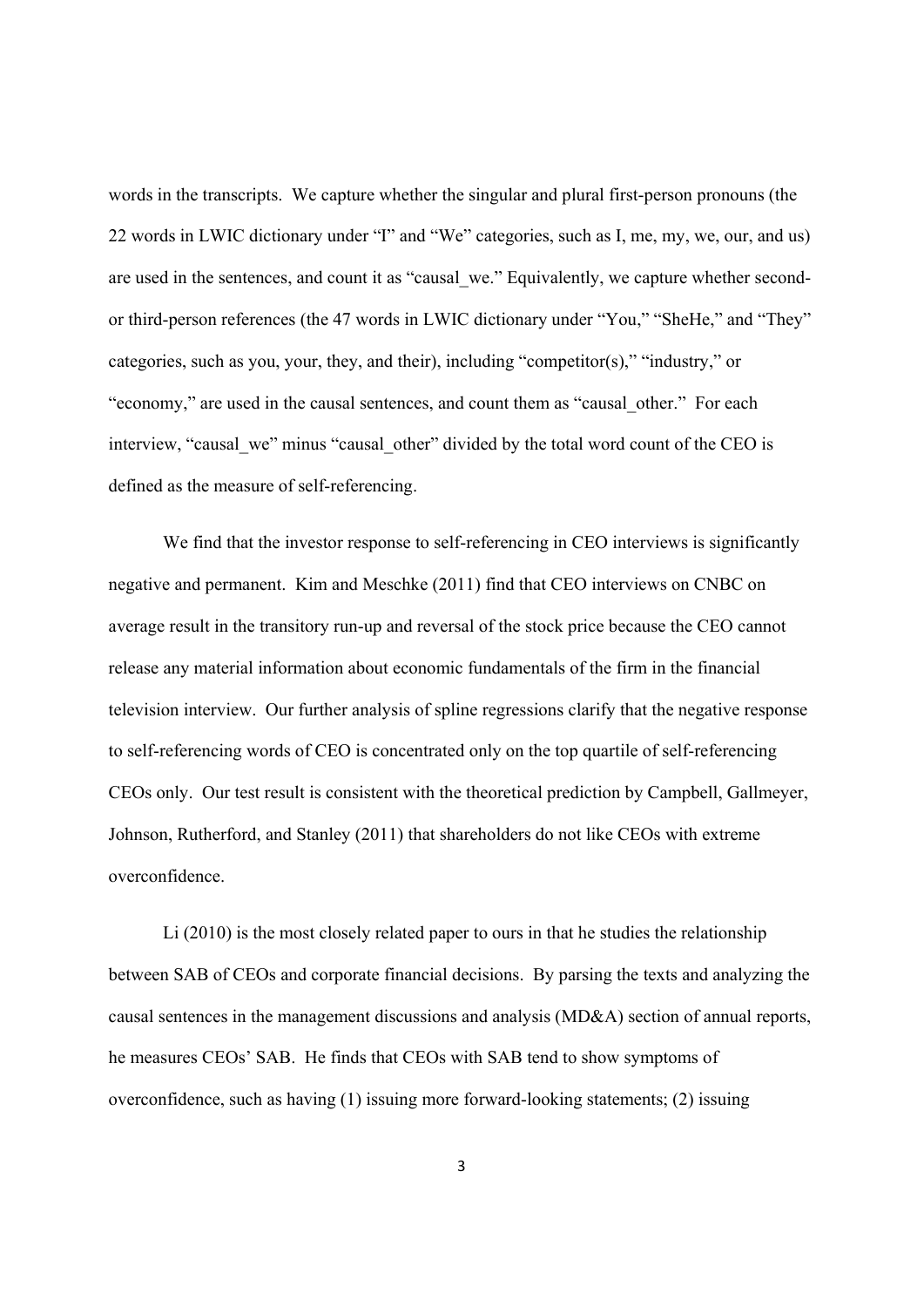words in the transcripts. We capture whether the singular and plural first-person pronouns (the 22 words in LWIC dictionary under "I" and "We" categories, such as I, me, my, we, our, and us) are used in the sentences, and count it as "causal_we." Equivalently, we capture whether second- or third-person references (the 47 words in LWIC dictionary under "You," "SheHe," and "They" categories, such as you, your, they, and their), including "competitor(s)," "industry," or "economy," are used in the causal sentences, and count them as "causal_other." For each interview, "causal_we" minus "causal_other" divided by the total word count of the CEO is defined as the measure of self-referencing.

We find that the investor response to self-referencing in CEO interviews is significantly negative and permanent. Kim and Meschke (2011) find that CEO interviews on CNBC on average result in the transitory run-up and reversal of the stock price because the CEO cannot release any material information about economic fundamentals of the firm in the financial television interview. Our further analysis of spline regressions clarify that the negative response to self-referencing words of CEO is concentrated only on the top quartile of self-referencing CEOs only. Our test result is consistent with the theoretical prediction by Campbell, Gallmeyer, Johnson, Rutherford, and Stanley (2011) that shareholders do not like CEOs with extreme overconfidence.

Li (2010) is the most closely related paper to ours in that he studies the relationship between SAB of CEOs and corporate financial decisions. By parsing the texts and analyzing the causal sentences in the management discussions and analysis (MD&A) section of annual reports, he measures CEOs' SAB. He finds that CEOs with SAB tend to show symptoms of overconfidence, such as having (1) issuing more forward-looking statements; (2) issuing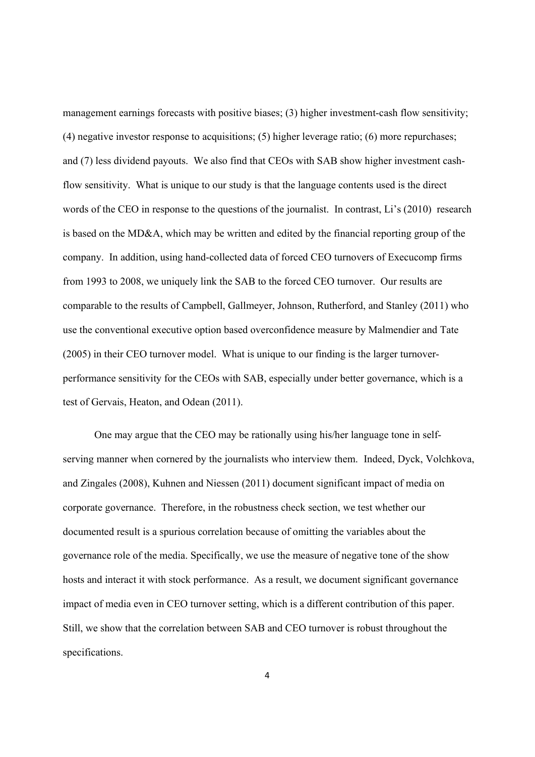management earnings forecasts with positive biases; (3) higher investment-cash flow sensitivity; (4) negative investor response to acquisitions; (5) higher leverage ratio; (6) more repurchases; and (7) less dividend payouts. We also find that CEOs with SAB show higher investment cash-flow sensitivity. What is unique to our study is that the language contents used is the direct words of the CEO in response to the questions of the journalist. In contrast, Li's (2010) research is based on the MD&A, which may be written and edited by the financial reporting group of the company. In addition, using hand-collected data of forced CEO turnovers of Execucomp firms from 1993 to 2008, we uniquely link the SAB to the forced CEO turnover. Our results are comparable to the results of Campbell, Gallmeyer, Johnson, Rutherford, and Stanley (2011) who use the conventional executive option based overconfidence measure by Malmendier and Tate (2005) in their CEO turnover model. What is unique to our finding is the larger turnover-performance sensitivity for the CEOs with SAB, especially under better governance, which is a test of Gervais, Heaton, and Odean (2011).

One may argue that the CEO may be rationally using his/her language tone in self-serving manner when cornered by the journalists who interview them. Indeed, Dyck, Volchkova, and Zingales (2008), Kuhnen and Niessen (2011) document significant impact of media on corporate governance. Therefore, in the robustness check section, we test whether our documented result is a spurious correlation because of omitting the variables about the governance role of the media. Specifically, we use the measure of negative tone of the show hosts and interact it with stock performance. As a result, we document significant governance impact of media even in CEO turnover setting, which is a different contribution of this paper. Still, we show that the correlation between SAB and CEO turnover is robust throughout the specifications.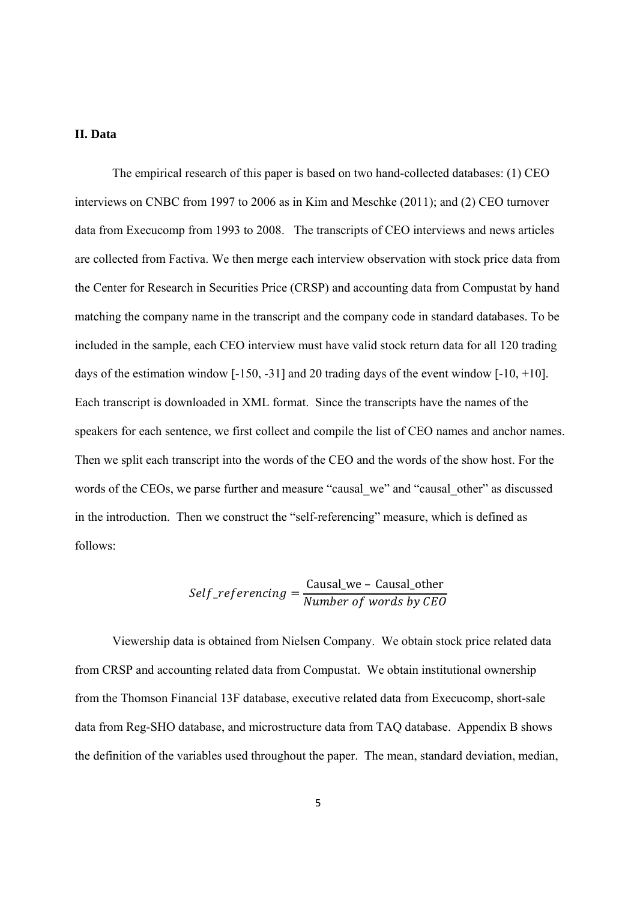## II. Data

The empirical research of this paper is based on two hand-collected databases: (1) CEO interviews on CNBC from 1997 to 2006 as in Kim and Meschke (2011); and (2) CEO turnover data from Execucomp from 1993 to 2008. The transcripts of CEO interviews and news articles are collected from Factiva. We then merge each interview observation with stock price data from the Center for Research in Securities Price (CRSP) and accounting data from Compustat by hand matching the company name in the transcript and the company code in standard databases. To be included in the sample, each CEO interview must have valid stock return data for all 120 trading days of the estimation window [-150, -31] and 20 trading days of the event window [-10, +10]. Each transcript is downloaded in XML format. Since the transcripts have the names of the speakers for each sentence, we first collect and compile the list of CEO names and anchor names. Then we split each transcript into the words of the CEO and the words of the show host. For the words of the CEOs, we parse further and measure "causal_we" and "causal_other" as discussed in the introduction. Then we construct the "self-referencing" measure, which is defined as follows:

$$Self\_referencing = \frac{\text{Causal\_we} - \text{Causal\_other}}{Number\ of\ words\ by\ CEO}$$

Viewership data is obtained from Nielsen Company. We obtain stock price related data from CRSP and accounting related data from Compustat. We obtain institutional ownership from the Thomson Financial 13F database, executive related data from Execucomp, short-sale data from Reg-SHO database, and microstructure data from TAQ database. Appendix B shows the definition of the variables used throughout the paper. The mean, standard deviation, median,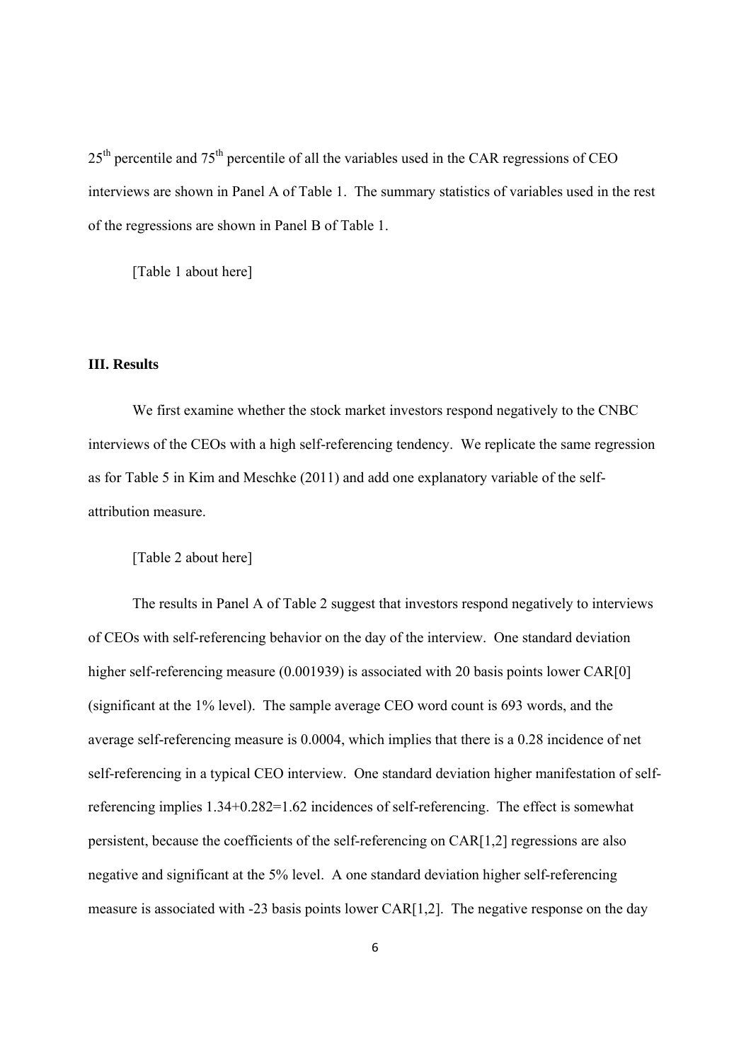$25^{th}$ percentile and $75^{th}$ percentile of all the variables used in the CAR regressions of CEO interviews are shown in Panel A of Table 1. The summary statistics of variables used in the rest of the regressions are shown in Panel B of Table 1.

[Table 1 about here]

### III. Results

We first examine whether the stock market investors respond negatively to the CNBC interviews of the CEOs with a high self-referencing tendency. We replicate the same regression as for Table 5 in Kim and Meschke (2011) and add one explanatory variable of the self-attribution measure.

[Table 2 about here]

The results in Panel A of Table 2 suggest that investors respond negatively to interviews of CEOs with self-referencing behavior on the day of the interview. One standard deviation higher self-referencing measure (0.001939) is associated with 20 basis points lower CAR[0] (significant at the 1% level). The sample average CEO word count is 693 words, and the average self-referencing measure is 0.0004, which implies that there is a 0.28 incidence of net self-referencing in a typical CEO interview. One standard deviation higher manifestation of self-referencing implies 1.34+0.282=1.62 incidences of self-referencing. The effect is somewhat persistent, because the coefficients of the self-referencing on CAR[1,2] regressions are also negative and significant at the 5% level. A one standard deviation higher self-referencing measure is associated with -23 basis points lower CAR[1,2]. The negative response on the day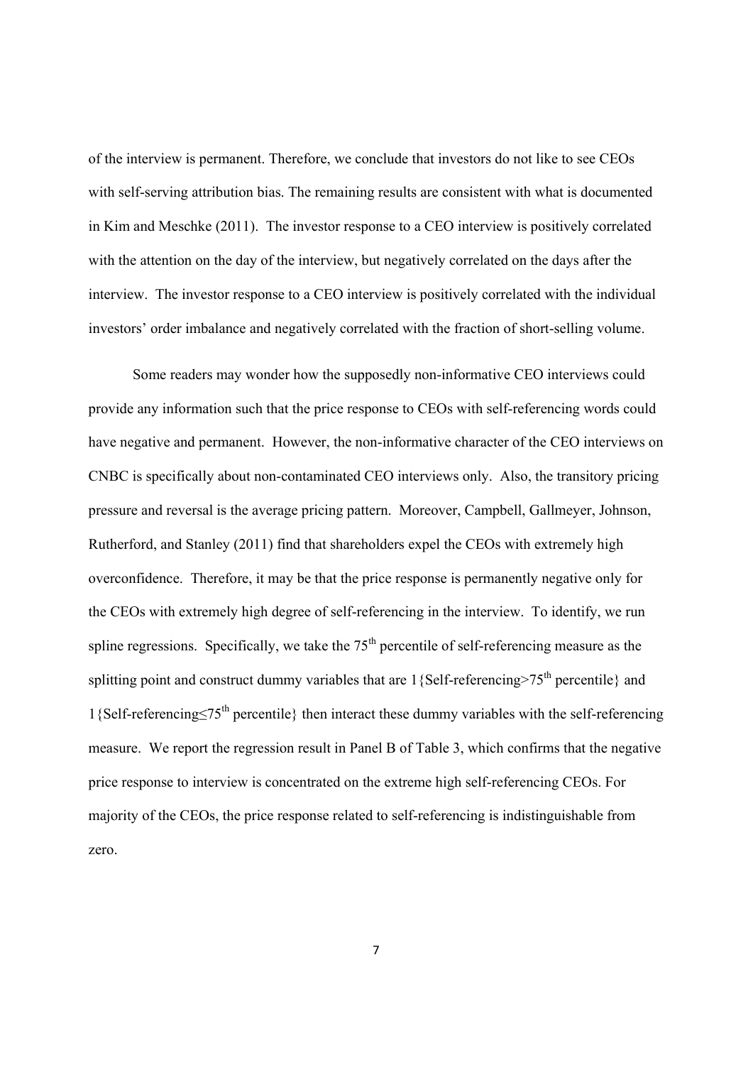of the interview is permanent. Therefore, we conclude that investors do not like to see CEOs with self-serving attribution bias. The remaining results are consistent with what is documented in Kim and Meschke (2011). The investor response to a CEO interview is positively correlated with the attention on the day of the interview, but negatively correlated on the days after the interview. The investor response to a CEO interview is positively correlated with the individual investors' order imbalance and negatively correlated with the fraction of short-selling volume.

Some readers may wonder how the supposedly non-informative CEO interviews could provide any information such that the price response to CEOs with self-referencing words could have negative and permanent. However, the non-informative character of the CEO interviews on CNBC is specifically about non-contaminated CEO interviews only. Also, the transitory pricing pressure and reversal is the average pricing pattern. Moreover, Campbell, Gallmeyer, Johnson, Rutherford, and Stanley (2011) find that shareholders expel the CEOs with extremely high overconfidence. Therefore, it may be that the price response is permanently negative only for the CEOs with extremely high degree of self-referencing in the interview. To identify, we run spline regressions. Specifically, we take the $75^{th}$ percentile of self-referencing measure as the splitting point and construct dummy variables that are 1{Self-referencing>$75^{th}$ percentile} and 1{Self-referencing≤$75^{th}$ percentile} then interact these dummy variables with the self-referencing measure. We report the regression result in Panel B of Table 3, which confirms that the negative price response to interview is concentrated on the extreme high self-referencing CEOs. For majority of the CEOs, the price response related to self-referencing is indistinguishable from zero.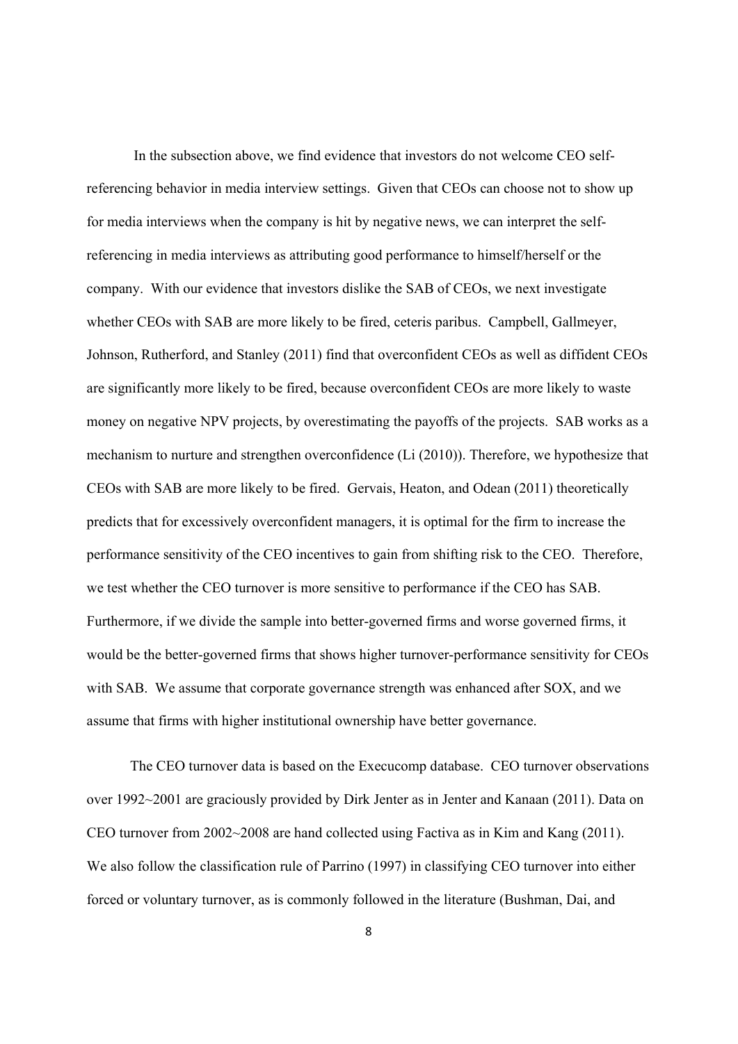In the subsection above, we find evidence that investors do not welcome CEO self-referencing behavior in media interview settings. Given that CEOs can choose not to show up for media interviews when the company is hit by negative news, we can interpret the self-referencing in media interviews as attributing good performance to himself/herself or the company. With our evidence that investors dislike the SAB of CEOs, we next investigate whether CEOs with SAB are more likely to be fired, ceteris paribus. Campbell, Gallmeyer, Johnson, Rutherford, and Stanley (2011) find that overconfident CEOs as well as diffident CEOs are significantly more likely to be fired, because overconfident CEOs are more likely to waste money on negative NPV projects, by overestimating the payoffs of the projects. SAB works as a mechanism to nurture and strengthen overconfidence (Li (2010)). Therefore, we hypothesize that CEOs with SAB are more likely to be fired. Gervais, Heaton, and Odean (2011) theoretically predicts that for excessively overconfident managers, it is optimal for the firm to increase the performance sensitivity of the CEO incentives to gain from shifting risk to the CEO. Therefore, we test whether the CEO turnover is more sensitive to performance if the CEO has SAB. Furthermore, if we divide the sample into better-governed firms and worse governed firms, it would be the better-governed firms that shows higher turnover-performance sensitivity for CEOs with SAB. We assume that corporate governance strength was enhanced after SOX, and we assume that firms with higher institutional ownership have better governance.

The CEO turnover data is based on the Execucomp database. CEO turnover observations over 1992~2001 are graciously provided by Dirk Jenter as in Jenter and Kanaan (2011). Data on CEO turnover from 2002~2008 are hand collected using Factiva as in Kim and Kang (2011). We also follow the classification rule of Parrino (1997) in classifying CEO turnover into either forced or voluntary turnover, as is commonly followed in the literature (Bushman, Dai, and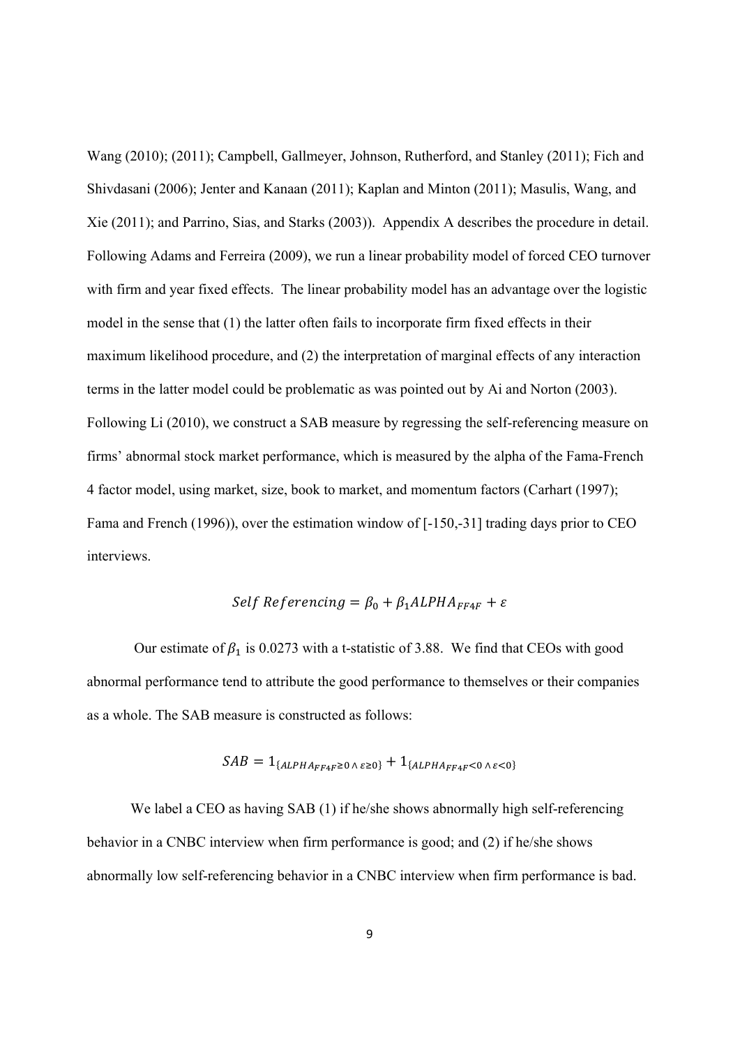Wang (2010); (2011); Campbell, Gallmeyer, Johnson, Rutherford, and Stanley (2011); Fich and Shivdasani (2006); Jenter and Kanaan (2011); Kaplan and Minton (2011); Masulis, Wang, and Xie (2011); and Parrino, Sias, and Starks (2003)). Appendix A describes the procedure in detail. Following Adams and Ferreira (2009), we run a linear probability model of forced CEO turnover with firm and year fixed effects. The linear probability model has an advantage over the logistic model in the sense that (1) the latter often fails to incorporate firm fixed effects in their maximum likelihood procedure, and (2) the interpretation of marginal effects of any interaction terms in the latter model could be problematic as was pointed out by Ai and Norton (2003). Following Li (2010), we construct a SAB measure by regressing the self-referencing measure on firms' abnormal stock market performance, which is measured by the alpha of the Fama-French 4 factor model, using market, size, book to market, and momentum factors (Carhart (1997); Fama and French (1996)), over the estimation window of [-150,-31] trading days prior to CEO interviews.

$$Self\ Referencing = \beta_0 + \beta_1 ALPHA_{FF4F} + \varepsilon$$

Our estimate of $\beta_1$ is 0.0273 with a t-statistic of 3.88. We find that CEOs with good abnormal performance tend to attribute the good performance to themselves or their companies as a whole. The SAB measure is constructed as follows:

$$SAB = 1_{\{ALPHA_{FF4F} \geq 0 \,\wedge\, \varepsilon \geq 0\}} + 1_{\{ALPHA_{FF4F} < 0 \,\wedge\, \varepsilon < 0\}}$$

We label a CEO as having SAB (1) if he/she shows abnormally high self-referencing behavior in a CNBC interview when firm performance is good; and (2) if he/she shows abnormally low self-referencing behavior in a CNBC interview when firm performance is bad.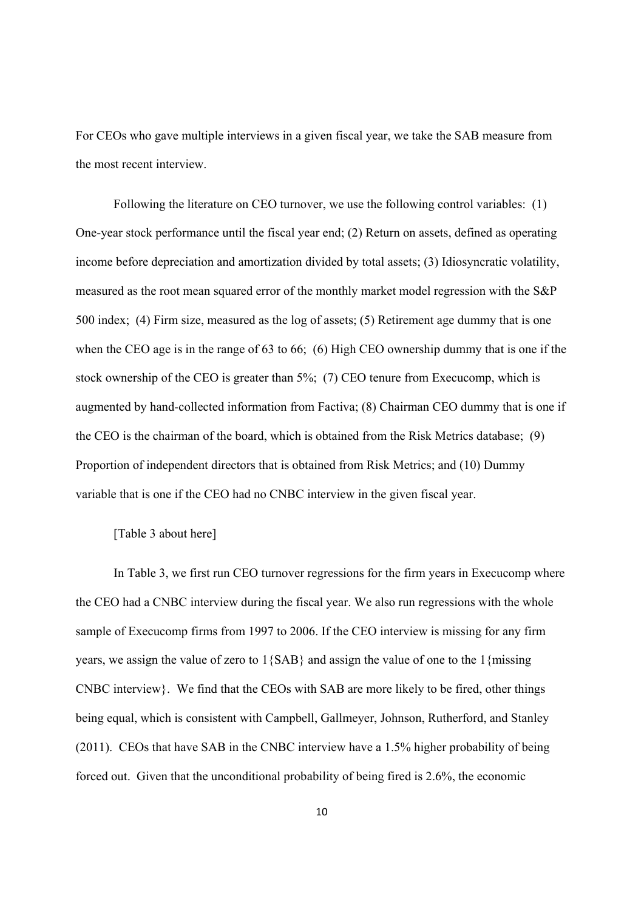For CEOs who gave multiple interviews in a given fiscal year, we take the SAB measure from the most recent interview.

Following the literature on CEO turnover, we use the following control variables: (1) One-year stock performance until the fiscal year end; (2) Return on assets, defined as operating income before depreciation and amortization divided by total assets; (3) Idiosyncratic volatility, measured as the root mean squared error of the monthly market model regression with the S&P 500 index; (4) Firm size, measured as the log of assets; (5) Retirement age dummy that is one when the CEO age is in the range of 63 to 66; (6) High CEO ownership dummy that is one if the stock ownership of the CEO is greater than 5%; (7) CEO tenure from Execucomp, which is augmented by hand-collected information from Factiva; (8) Chairman CEO dummy that is one if the CEO is the chairman of the board, which is obtained from the Risk Metrics database; (9) Proportion of independent directors that is obtained from Risk Metrics; and (10) Dummy variable that is one if the CEO had no CNBC interview in the given fiscal year.

[Table 3 about here]

In Table 3, we first run CEO turnover regressions for the firm years in Execucomp where the CEO had a CNBC interview during the fiscal year. We also run regressions with the whole sample of Execucomp firms from 1997 to 2006. If the CEO interview is missing for any firm years, we assign the value of zero to 1{SAB} and assign the value of one to the 1{missing CNBC interview}. We find that the CEOs with SAB are more likely to be fired, other things being equal, which is consistent with Campbell, Gallmeyer, Johnson, Rutherford, and Stanley (2011). CEOs that have SAB in the CNBC interview have a 1.5% higher probability of being forced out. Given that the unconditional probability of being fired is 2.6%, the economic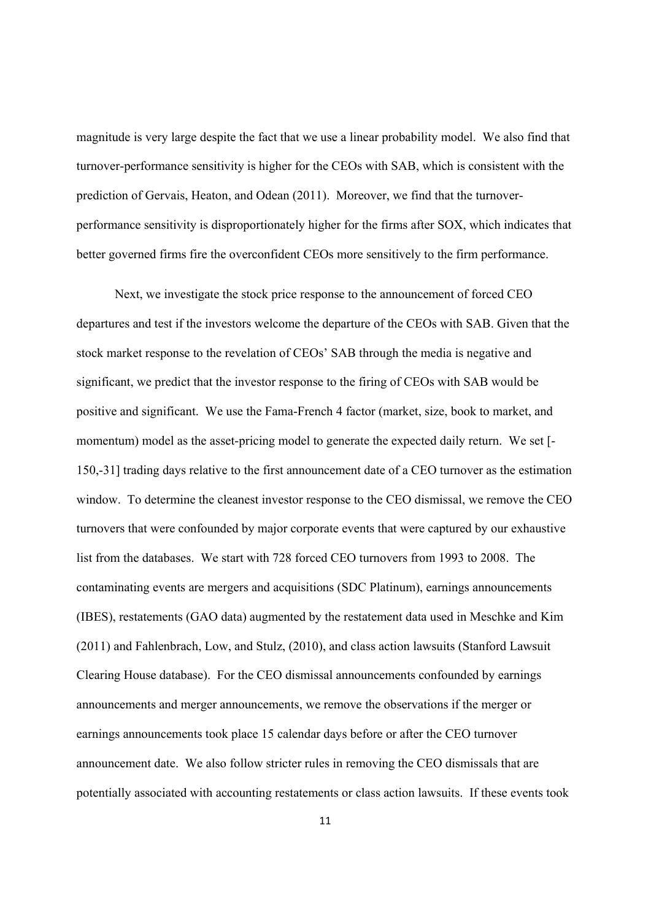magnitude is very large despite the fact that we use a linear probability model. We also find that turnover-performance sensitivity is higher for the CEOs with SAB, which is consistent with the prediction of Gervais, Heaton, and Odean (2011). Moreover, we find that the turnover-performance sensitivity is disproportionately higher for the firms after SOX, which indicates that better governed firms fire the overconfident CEOs more sensitively to the firm performance.

Next, we investigate the stock price response to the announcement of forced CEO departures and test if the investors welcome the departure of the CEOs with SAB. Given that the stock market response to the revelation of CEOs' SAB through the media is negative and significant, we predict that the investor response to the firing of CEOs with SAB would be positive and significant. We use the Fama-French 4 factor (market, size, book to market, and momentum) model as the asset-pricing model to generate the expected daily return. We set [-150,-31] trading days relative to the first announcement date of a CEO turnover as the estimation window. To determine the cleanest investor response to the CEO dismissal, we remove the CEO turnovers that were confounded by major corporate events that were captured by our exhaustive list from the databases. We start with 728 forced CEO turnovers from 1993 to 2008. The contaminating events are mergers and acquisitions (SDC Platinum), earnings announcements (IBES), restatements (GAO data) augmented by the restatement data used in Meschke and Kim (2011) and Fahlenbrach, Low, and Stulz, (2010), and class action lawsuits (Stanford Lawsuit Clearing House database). For the CEO dismissal announcements confounded by earnings announcements and merger announcements, we remove the observations if the merger or earnings announcements took place 15 calendar days before or after the CEO turnover announcement date. We also follow stricter rules in removing the CEO dismissals that are potentially associated with accounting restatements or class action lawsuits. If these events took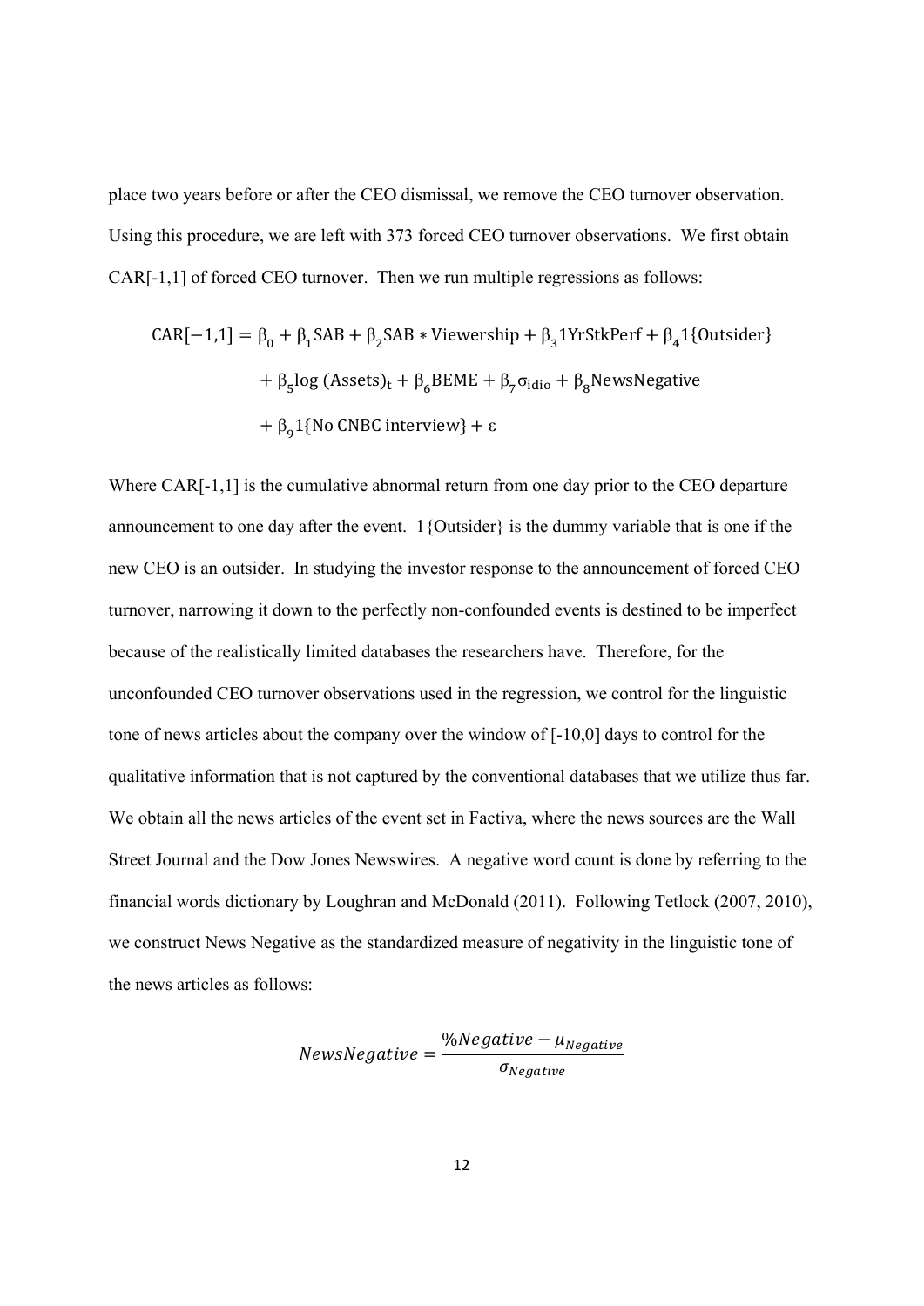place two years before or after the CEO dismissal, we remove the CEO turnover observation. Using this procedure, we are left with 373 forced CEO turnover observations. We first obtain CAR[-1,1] of forced CEO turnover. Then we run multiple regressions as follows:

$$
\begin{aligned}
\mathrm{CAR}[-1,1] = {} & \beta_0 + \beta_1 \mathrm{SAB} + \beta_2 \mathrm{SAB} * \mathrm{Viewership} + \beta_3 1\mathrm{YrStkPerf} + \beta_4 1\{\mathrm{Outsider}\} \\
& + \beta_5 \log(\mathrm{Assets})_t + \beta_6 \mathrm{BEME} + \beta_7 \sigma_{\mathrm{idio}} + \beta_8 \mathrm{NewsNegative} \\
& + \beta_9 1\{\mathrm{No\ CNBC\ interview}\} + \varepsilon
\end{aligned}
$$

Where CAR[-1,1] is the cumulative abnormal return from one day prior to the CEO departure announcement to one day after the event. 1{Outsider} is the dummy variable that is one if the new CEO is an outsider. In studying the investor response to the announcement of forced CEO turnover, narrowing it down to the perfectly non-confounded events is destined to be imperfect because of the realistically limited databases the researchers have. Therefore, for the unconfounded CEO turnover observations used in the regression, we control for the linguistic tone of news articles about the company over the window of [-10,0] days to control for the qualitative information that is not captured by the conventional databases that we utilize thus far. We obtain all the news articles of the event set in Factiva, where the news sources are the Wall Street Journal and the Dow Jones Newswires. A negative word count is done by referring to the financial words dictionary by Loughran and McDonald (2011). Following Tetlock (2007, 2010), we construct News Negative as the standardized measure of negativity in the linguistic tone of the news articles as follows:

$$
NewsNegative = \frac{\%Negative - \mu_{Negative}}{\sigma_{Negative}}
$$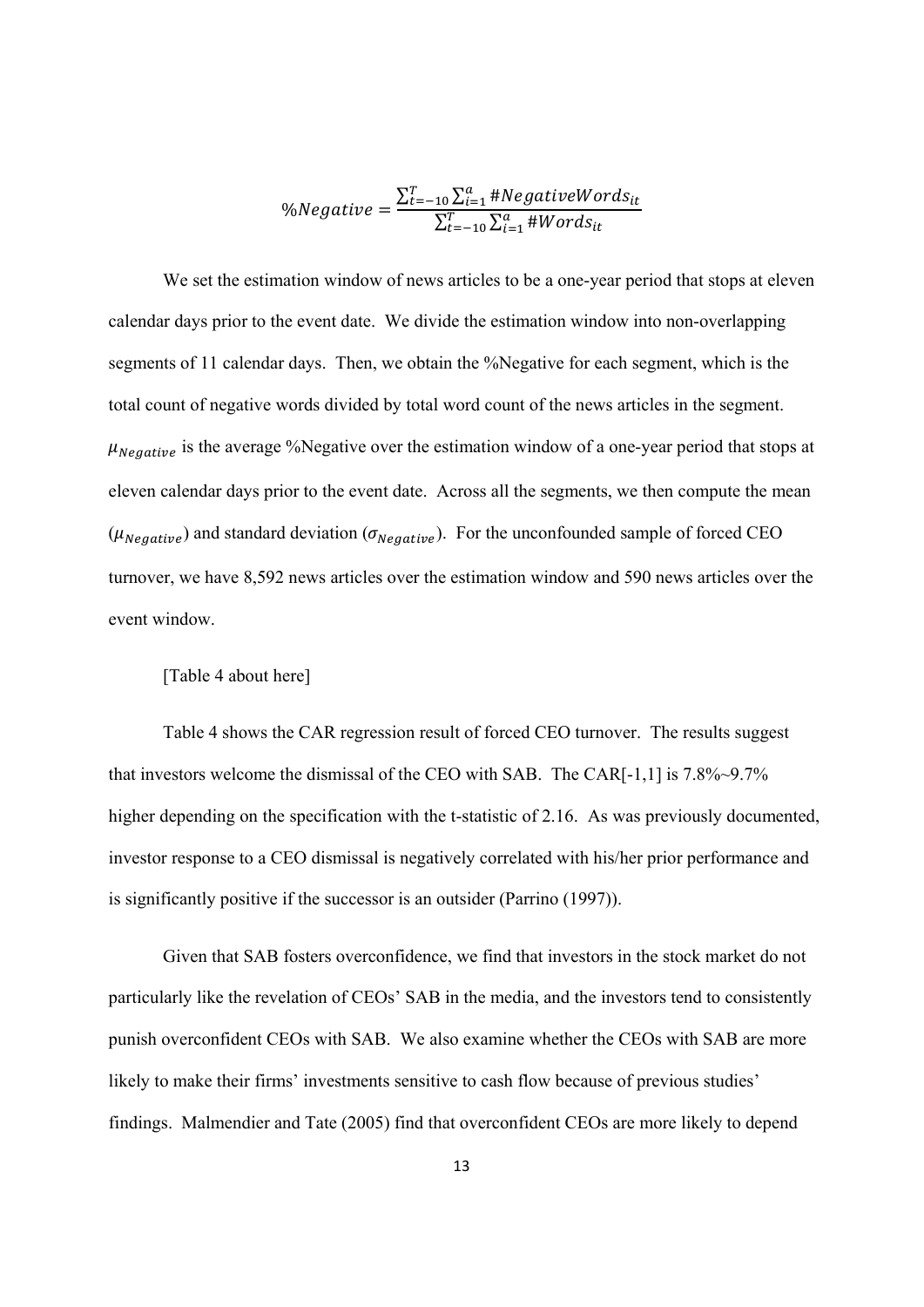$$\%Negative = \frac{\sum_{t=-10}^{T} \sum_{i=1}^{a} \#NegativeWords_{it}}{\sum_{t=-10}^{T} \sum_{i=1}^{a} \#Words_{it}}$$

We set the estimation window of news articles to be a one-year period that stops at eleven calendar days prior to the event date. We divide the estimation window into non-overlapping segments of 11 calendar days. Then, we obtain the %Negative for each segment, which is the total count of negative words divided by total word count of the news articles in the segment. $\mu_{Negative}$ is the average %Negative over the estimation window of a one-year period that stops at eleven calendar days prior to the event date. Across all the segments, we then compute the mean ($\mu_{Negative}$) and standard deviation ($\sigma_{Negative}$). For the unconfounded sample of forced CEO turnover, we have 8,592 news articles over the estimation window and 590 news articles over the event window.

[Table 4 about here]

Table 4 shows the CAR regression result of forced CEO turnover. The results suggest that investors welcome the dismissal of the CEO with SAB. The CAR[-1,1] is 7.8%~9.7% higher depending on the specification with the t-statistic of 2.16. As was previously documented, investor response to a CEO dismissal is negatively correlated with his/her prior performance and is significantly positive if the successor is an outsider (Parrino (1997)).

Given that SAB fosters overconfidence, we find that investors in the stock market do not particularly like the revelation of CEOs' SAB in the media, and the investors tend to consistently punish overconfident CEOs with SAB. We also examine whether the CEOs with SAB are more likely to make their firms' investments sensitive to cash flow because of previous studies' findings. Malmendier and Tate (2005) find that overconfident CEOs are more likely to depend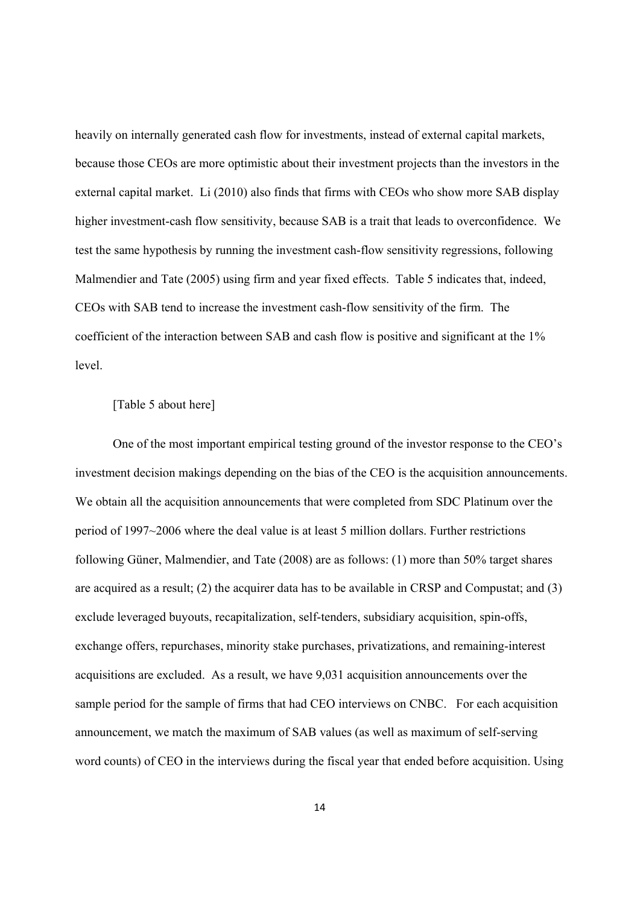heavily on internally generated cash flow for investments, instead of external capital markets, because those CEOs are more optimistic about their investment projects than the investors in the external capital market. Li (2010) also finds that firms with CEOs who show more SAB display higher investment-cash flow sensitivity, because SAB is a trait that leads to overconfidence. We test the same hypothesis by running the investment cash-flow sensitivity regressions, following Malmendier and Tate (2005) using firm and year fixed effects. Table 5 indicates that, indeed, CEOs with SAB tend to increase the investment cash-flow sensitivity of the firm. The coefficient of the interaction between SAB and cash flow is positive and significant at the 1% level.

[Table 5 about here]

One of the most important empirical testing ground of the investor response to the CEO's investment decision makings depending on the bias of the CEO is the acquisition announcements. We obtain all the acquisition announcements that were completed from SDC Platinum over the period of 1997~2006 where the deal value is at least 5 million dollars. Further restrictions following Güner, Malmendier, and Tate (2008) are as follows: (1) more than 50% target shares are acquired as a result; (2) the acquirer data has to be available in CRSP and Compustat; and (3) exclude leveraged buyouts, recapitalization, self-tenders, subsidiary acquisition, spin-offs, exchange offers, repurchases, minority stake purchases, privatizations, and remaining-interest acquisitions are excluded. As a result, we have 9,031 acquisition announcements over the sample period for the sample of firms that had CEO interviews on CNBC. For each acquisition announcement, we match the maximum of SAB values (as well as maximum of self-serving word counts) of CEO in the interviews during the fiscal year that ended before acquisition. Using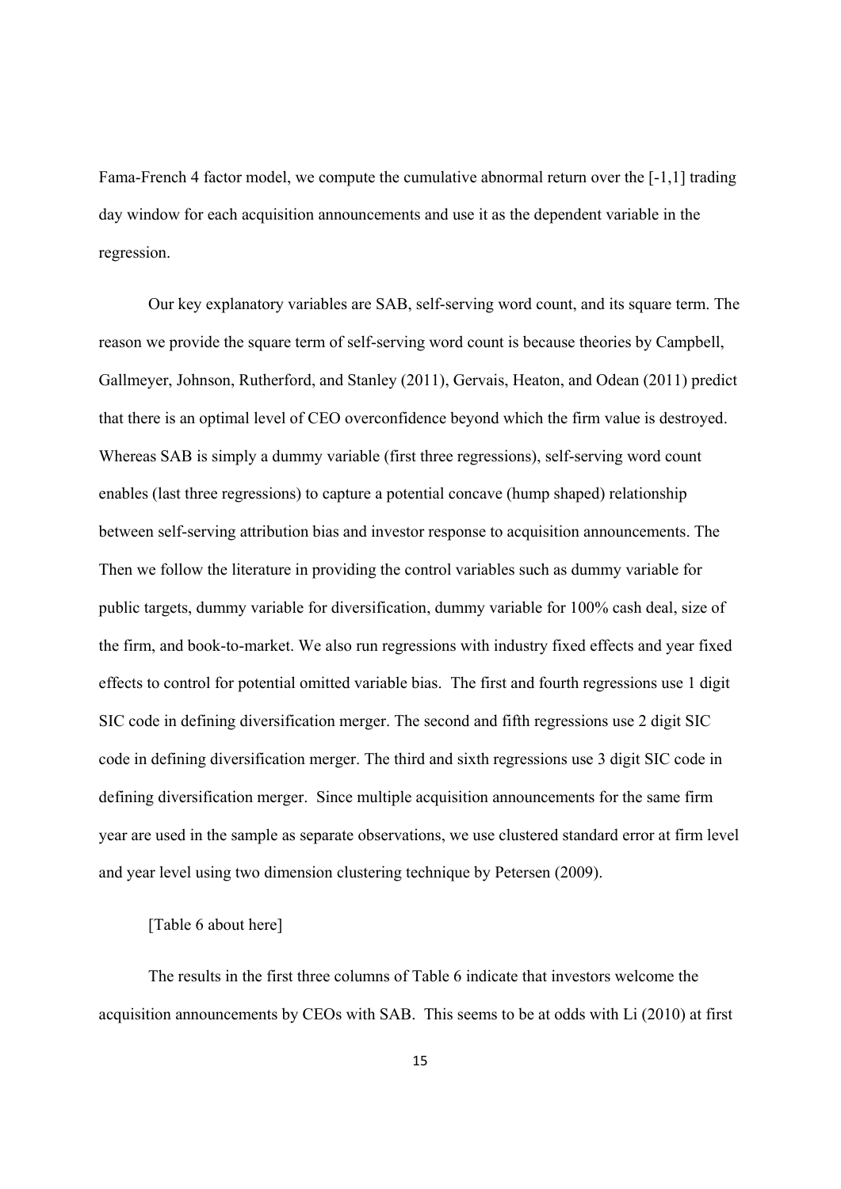Fama-French 4 factor model, we compute the cumulative abnormal return over the [-1,1] trading day window for each acquisition announcements and use it as the dependent variable in the regression.

Our key explanatory variables are SAB, self-serving word count, and its square term. The reason we provide the square term of self-serving word count is because theories by Campbell, Gallmeyer, Johnson, Rutherford, and Stanley (2011), Gervais, Heaton, and Odean (2011) predict that there is an optimal level of CEO overconfidence beyond which the firm value is destroyed. Whereas SAB is simply a dummy variable (first three regressions), self-serving word count enables (last three regressions) to capture a potential concave (hump shaped) relationship between self-serving attribution bias and investor response to acquisition announcements. The Then we follow the literature in providing the control variables such as dummy variable for public targets, dummy variable for diversification, dummy variable for 100% cash deal, size of the firm, and book-to-market. We also run regressions with industry fixed effects and year fixed effects to control for potential omitted variable bias. The first and fourth regressions use 1 digit SIC code in defining diversification merger. The second and fifth regressions use 2 digit SIC code in defining diversification merger. The third and sixth regressions use 3 digit SIC code in defining diversification merger. Since multiple acquisition announcements for the same firm year are used in the sample as separate observations, we use clustered standard error at firm level and year level using two dimension clustering technique by Petersen (2009).

[Table 6 about here]

The results in the first three columns of Table 6 indicate that investors welcome the acquisition announcements by CEOs with SAB. This seems to be at odds with Li (2010) at first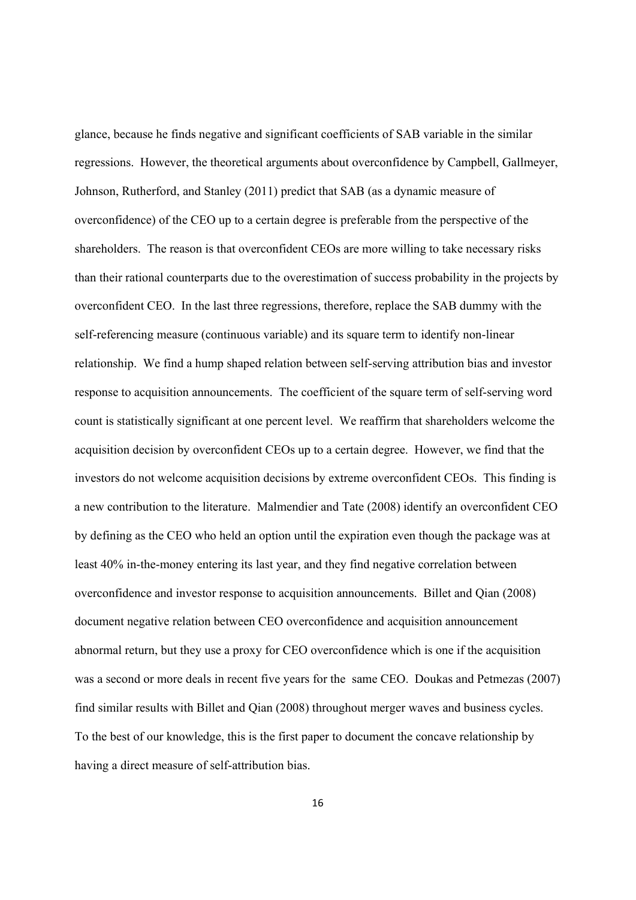glance, because he finds negative and significant coefficients of SAB variable in the similar regressions. However, the theoretical arguments about overconfidence by Campbell, Gallmeyer, Johnson, Rutherford, and Stanley (2011) predict that SAB (as a dynamic measure of overconfidence) of the CEO up to a certain degree is preferable from the perspective of the shareholders. The reason is that overconfident CEOs are more willing to take necessary risks than their rational counterparts due to the overestimation of success probability in the projects by overconfident CEO. In the last three regressions, therefore, replace the SAB dummy with the self-referencing measure (continuous variable) and its square term to identify non-linear relationship. We find a hump shaped relation between self-serving attribution bias and investor response to acquisition announcements. The coefficient of the square term of self-serving word count is statistically significant at one percent level. We reaffirm that shareholders welcome the acquisition decision by overconfident CEOs up to a certain degree. However, we find that the investors do not welcome acquisition decisions by extreme overconfident CEOs. This finding is a new contribution to the literature. Malmendier and Tate (2008) identify an overconfident CEO by defining as the CEO who held an option until the expiration even though the package was at least 40% in-the-money entering its last year, and they find negative correlation between overconfidence and investor response to acquisition announcements. Billet and Qian (2008) document negative relation between CEO overconfidence and acquisition announcement abnormal return, but they use a proxy for CEO overconfidence which is one if the acquisition was a second or more deals in recent five years for the same CEO. Doukas and Petmezas (2007) find similar results with Billet and Qian (2008) throughout merger waves and business cycles. To the best of our knowledge, this is the first paper to document the concave relationship by having a direct measure of self-attribution bias.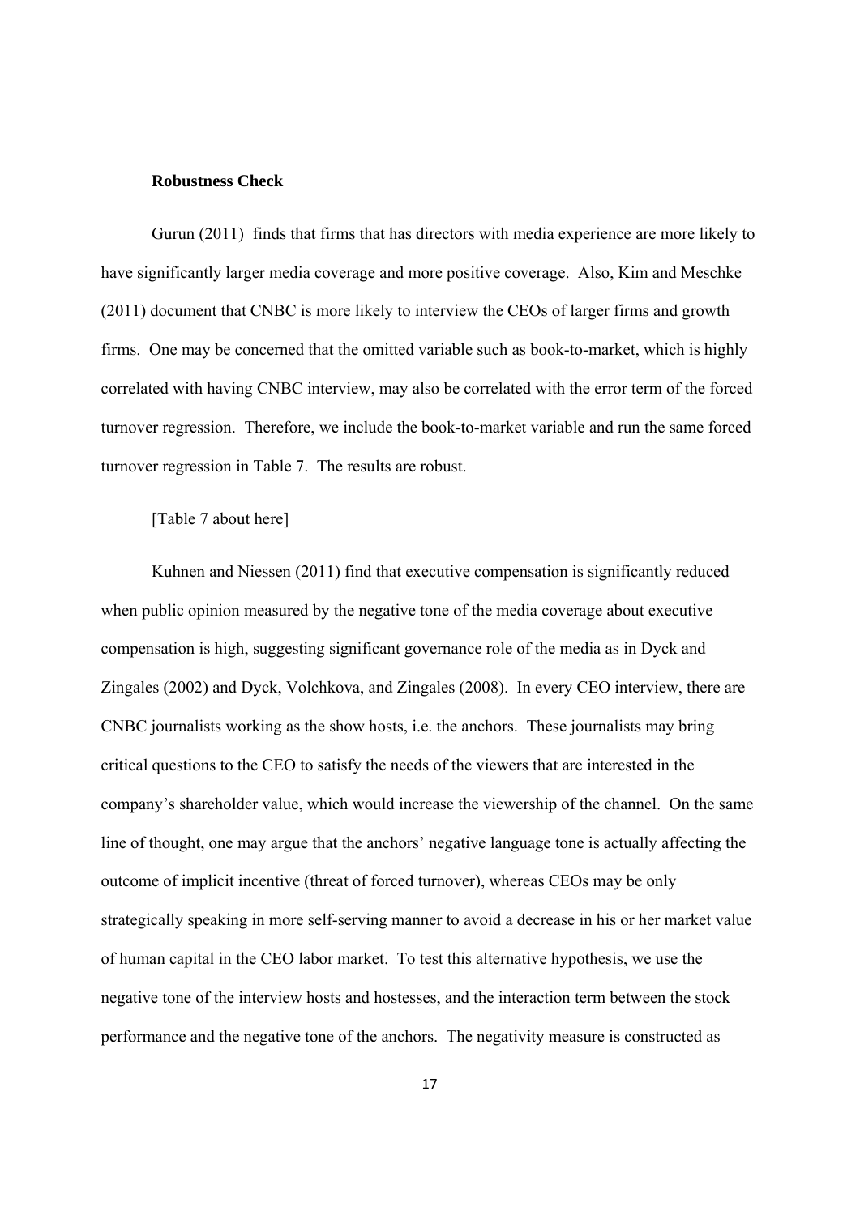**Robustness Check**

Gurun (2011) finds that firms that has directors with media experience are more likely to have significantly larger media coverage and more positive coverage. Also, Kim and Meschke (2011) document that CNBC is more likely to interview the CEOs of larger firms and growth firms. One may be concerned that the omitted variable such as book-to-market, which is highly correlated with having CNBC interview, may also be correlated with the error term of the forced turnover regression. Therefore, we include the book-to-market variable and run the same forced turnover regression in Table 7. The results are robust.

[Table 7 about here]

Kuhnen and Niessen (2011) find that executive compensation is significantly reduced when public opinion measured by the negative tone of the media coverage about executive compensation is high, suggesting significant governance role of the media as in Dyck and Zingales (2002) and Dyck, Volchkova, and Zingales (2008). In every CEO interview, there are CNBC journalists working as the show hosts, i.e. the anchors. These journalists may bring critical questions to the CEO to satisfy the needs of the viewers that are interested in the company's shareholder value, which would increase the viewership of the channel. On the same line of thought, one may argue that the anchors' negative language tone is actually affecting the outcome of implicit incentive (threat of forced turnover), whereas CEOs may be only strategically speaking in more self-serving manner to avoid a decrease in his or her market value of human capital in the CEO labor market. To test this alternative hypothesis, we use the negative tone of the interview hosts and hostesses, and the interaction term between the stock performance and the negative tone of the anchors. The negativity measure is constructed as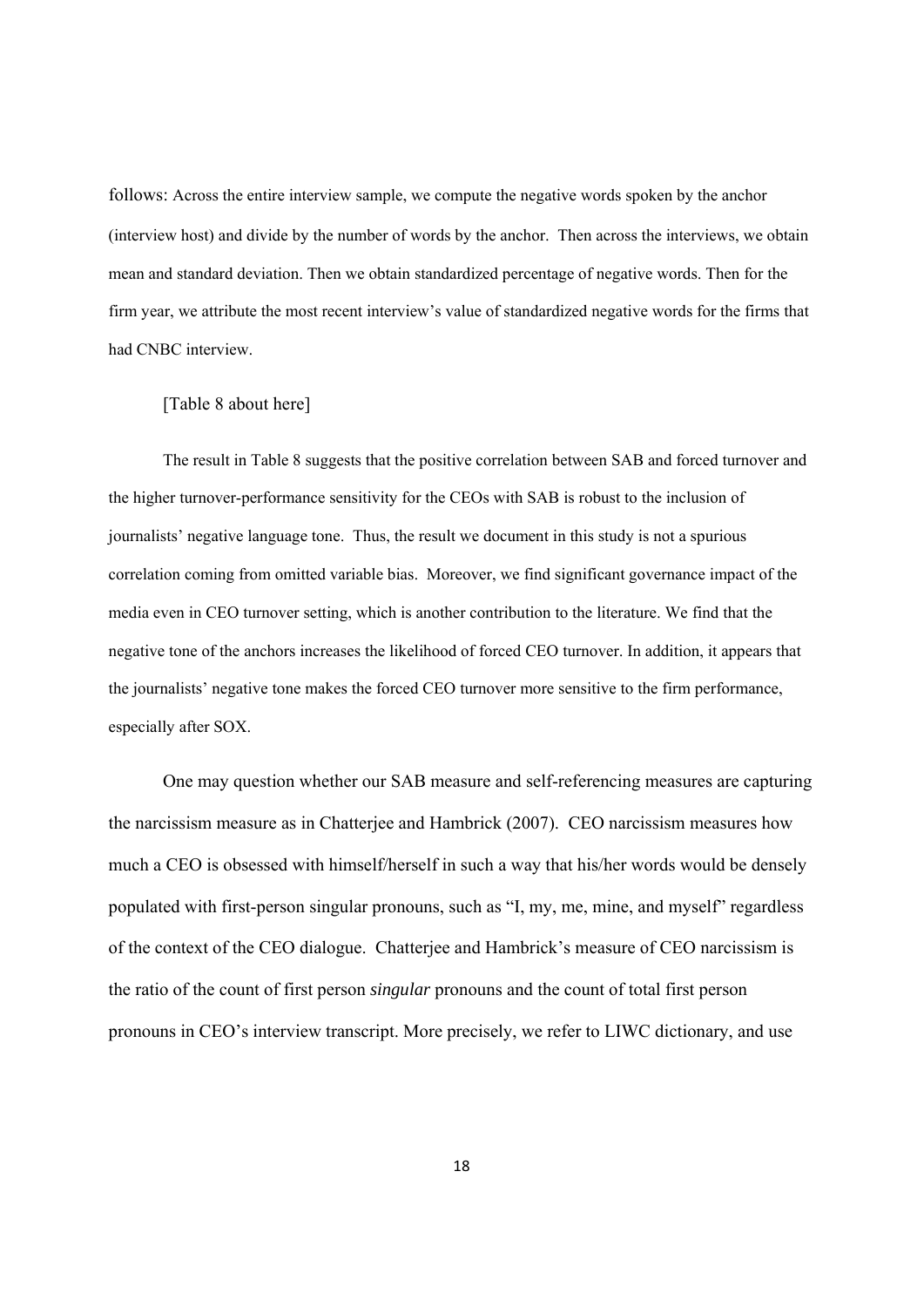follows: Across the entire interview sample, we compute the negative words spoken by the anchor (interview host) and divide by the number of words by the anchor. Then across the interviews, we obtain mean and standard deviation. Then we obtain standardized percentage of negative words. Then for the firm year, we attribute the most recent interview's value of standardized negative words for the firms that had CNBC interview.

[Table 8 about here]

The result in Table 8 suggests that the positive correlation between SAB and forced turnover and the higher turnover-performance sensitivity for the CEOs with SAB is robust to the inclusion of journalists' negative language tone. Thus, the result we document in this study is not a spurious correlation coming from omitted variable bias. Moreover, we find significant governance impact of the media even in CEO turnover setting, which is another contribution to the literature. We find that the negative tone of the anchors increases the likelihood of forced CEO turnover. In addition, it appears that the journalists' negative tone makes the forced CEO turnover more sensitive to the firm performance, especially after SOX.

One may question whether our SAB measure and self-referencing measures are capturing the narcissism measure as in Chatterjee and Hambrick (2007). CEO narcissism measures how much a CEO is obsessed with himself/herself in such a way that his/her words would be densely populated with first-person singular pronouns, such as "I, my, me, mine, and myself" regardless of the context of the CEO dialogue. Chatterjee and Hambrick's measure of CEO narcissism is the ratio of the count of first person *singular* pronouns and the count of total first person pronouns in CEO's interview transcript. More precisely, we refer to LIWC dictionary, and use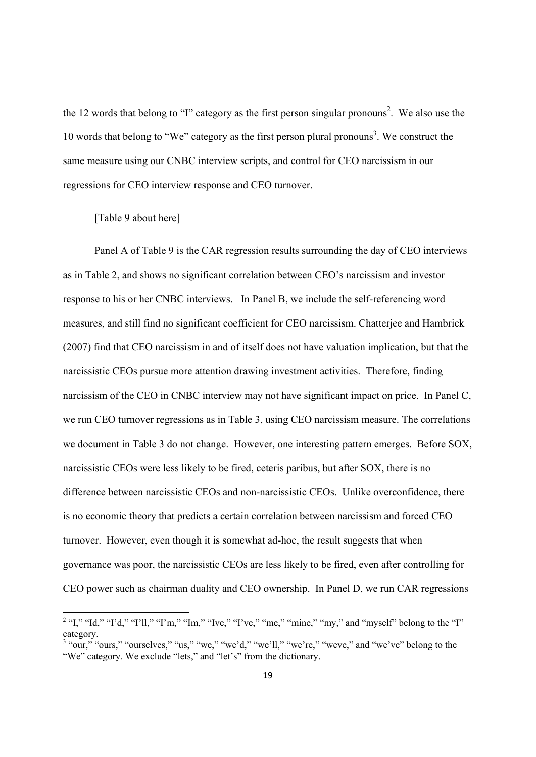the 12 words that belong to "I" category as the first person singular pronouns[2]. We also use the 10 words that belong to "We" category as the first person plural pronouns[3]. We construct the same measure using our CNBC interview scripts, and control for CEO narcissism in our regressions for CEO interview response and CEO turnover.

[Table 9 about here]

Panel A of Table 9 is the CAR regression results surrounding the day of CEO interviews as in Table 2, and shows no significant correlation between CEO's narcissism and investor response to his or her CNBC interviews. In Panel B, we include the self-referencing word measures, and still find no significant coefficient for CEO narcissism. Chatterjee and Hambrick (2007) find that CEO narcissism in and of itself does not have valuation implication, but that the narcissistic CEOs pursue more attention drawing investment activities. Therefore, finding narcissism of the CEO in CNBC interview may not have significant impact on price. In Panel C, we run CEO turnover regressions as in Table 3, using CEO narcissism measure. The correlations we document in Table 3 do not change. However, one interesting pattern emerges. Before SOX, narcissistic CEOs were less likely to be fired, ceteris paribus, but after SOX, there is no difference between narcissistic CEOs and non-narcissistic CEOs. Unlike overconfidence, there is no economic theory that predicts a certain correlation between narcissism and forced CEO turnover. However, even though it is somewhat ad-hoc, the result suggests that when governance was poor, the narcissistic CEOs are less likely to be fired, even after controlling for CEO power such as chairman duality and CEO ownership. In Panel D, we run CAR regressions

---

[2] "I," "Id," "I'd," "I'll," "I'm," "Im," "Ive," "I've," "me," "mine," "my," and "myself" belong to the "I" category.

[3] "our," "ours," "ourselves," "us," "we," "we'd," "we'll," "we're," "weve," and "we've" belong to the "We" category. We exclude "lets," and "let's" from the dictionary.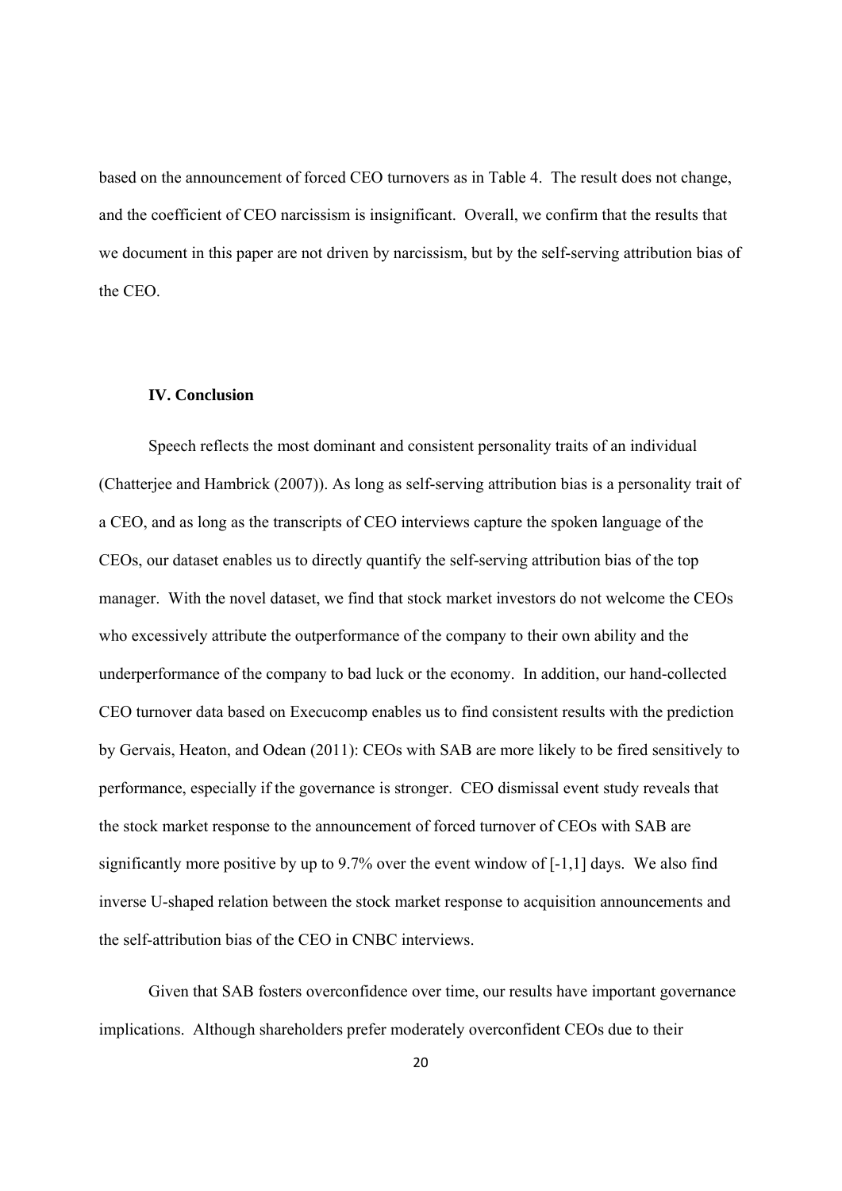based on the announcement of forced CEO turnovers as in Table 4. The result does not change, and the coefficient of CEO narcissism is insignificant. Overall, we confirm that the results that we document in this paper are not driven by narcissism, but by the self-serving attribution bias of the CEO.

### IV. Conclusion

Speech reflects the most dominant and consistent personality traits of an individual (Chatterjee and Hambrick (2007)). As long as self-serving attribution bias is a personality trait of a CEO, and as long as the transcripts of CEO interviews capture the spoken language of the CEOs, our dataset enables us to directly quantify the self-serving attribution bias of the top manager. With the novel dataset, we find that stock market investors do not welcome the CEOs who excessively attribute the outperformance of the company to their own ability and the underperformance of the company to bad luck or the economy. In addition, our hand-collected CEO turnover data based on Execucomp enables us to find consistent results with the prediction by Gervais, Heaton, and Odean (2011): CEOs with SAB are more likely to be fired sensitively to performance, especially if the governance is stronger. CEO dismissal event study reveals that the stock market response to the announcement of forced turnover of CEOs with SAB are significantly more positive by up to 9.7% over the event window of [-1,1] days. We also find inverse U-shaped relation between the stock market response to acquisition announcements and the self-attribution bias of the CEO in CNBC interviews.

Given that SAB fosters overconfidence over time, our results have important governance implications. Although shareholders prefer moderately overconfident CEOs due to their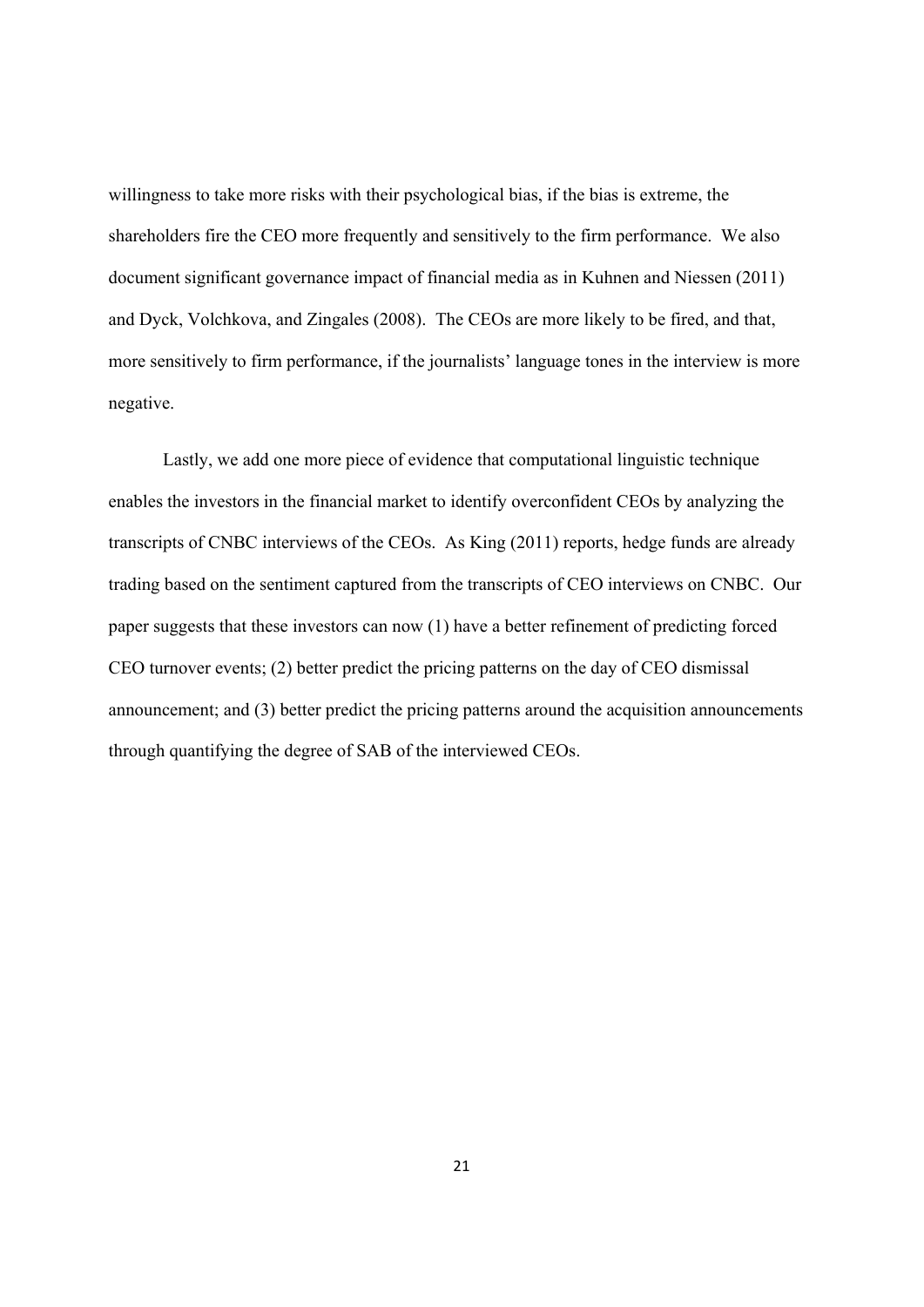willingness to take more risks with their psychological bias, if the bias is extreme, the shareholders fire the CEO more frequently and sensitively to the firm performance. We also document significant governance impact of financial media as in Kuhnen and Niessen (2011) and Dyck, Volchkova, and Zingales (2008). The CEOs are more likely to be fired, and that, more sensitively to firm performance, if the journalists' language tones in the interview is more negative.

Lastly, we add one more piece of evidence that computational linguistic technique enables the investors in the financial market to identify overconfident CEOs by analyzing the transcripts of CNBC interviews of the CEOs. As King (2011) reports, hedge funds are already trading based on the sentiment captured from the transcripts of CEO interviews on CNBC. Our paper suggests that these investors can now (1) have a better refinement of predicting forced CEO turnover events; (2) better predict the pricing patterns on the day of CEO dismissal announcement; and (3) better predict the pricing patterns around the acquisition announcements through quantifying the degree of SAB of the interviewed CEOs.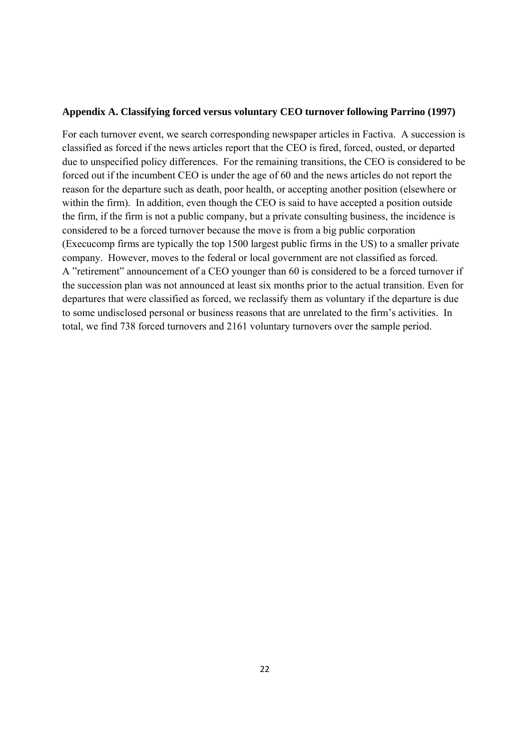**Appendix A. Classifying forced versus voluntary CEO turnover following Parrino (1997)**

For each turnover event, we search corresponding newspaper articles in Factiva. A succession is classified as forced if the news articles report that the CEO is fired, forced, ousted, or departed due to unspecified policy differences. For the remaining transitions, the CEO is considered to be forced out if the incumbent CEO is under the age of 60 and the news articles do not report the reason for the departure such as death, poor health, or accepting another position (elsewhere or within the firm). In addition, even though the CEO is said to have accepted a position outside the firm, if the firm is not a public company, but a private consulting business, the incidence is considered to be a forced turnover because the move is from a big public corporation (Execucomp firms are typically the top 1500 largest public firms in the US) to a smaller private company. However, moves to the federal or local government are not classified as forced. A "retirement" announcement of a CEO younger than 60 is considered to be a forced turnover if the succession plan was not announced at least six months prior to the actual transition. Even for departures that were classified as forced, we reclassify them as voluntary if the departure is due to some undisclosed personal or business reasons that are unrelated to the firm's activities. In total, we find 738 forced turnovers and 2161 voluntary turnovers over the sample period.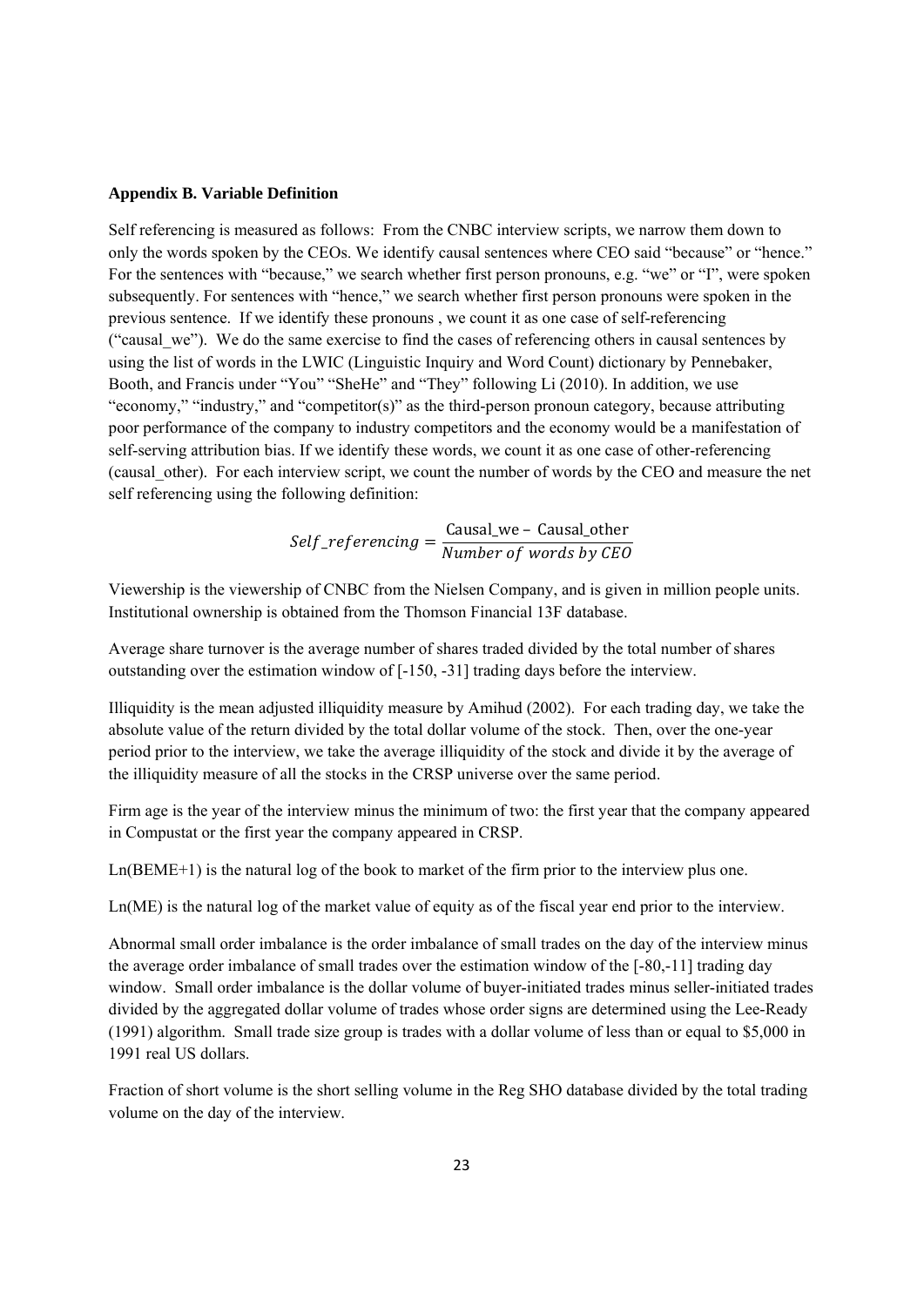**Appendix B. Variable Definition**

Self referencing is measured as follows: From the CNBC interview scripts, we narrow them down to only the words spoken by the CEOs. We identify causal sentences where CEO said "because" or "hence." For the sentences with "because," we search whether first person pronouns, e.g. "we" or "I", were spoken subsequently. For sentences with "hence," we search whether first person pronouns were spoken in the previous sentence. If we identify these pronouns , we count it as one case of self-referencing ("causal_we"). We do the same exercise to find the cases of referencing others in causal sentences by using the list of words in the LWIC (Linguistic Inquiry and Word Count) dictionary by Pennebaker, Booth, and Francis under "You" "SheHe" and "They" following Li (2010). In addition, we use "economy," "industry," and "competitor(s)" as the third-person pronoun category, because attributing poor performance of the company to industry competitors and the economy would be a manifestation of self-serving attribution bias. If we identify these words, we count it as one case of other-referencing (causal_other). For each interview script, we count the number of words by the CEO and measure the net self referencing using the following definition:

$$Self\_referencing = \frac{\text{Causal\_we} - \text{Causal\_other}}{Number\ of\ words\ by\ CEO}$$

Viewership is the viewership of CNBC from the Nielsen Company, and is given in million people units. Institutional ownership is obtained from the Thomson Financial 13F database.

Average share turnover is the average number of shares traded divided by the total number of shares outstanding over the estimation window of [-150, -31] trading days before the interview.

Illiquidity is the mean adjusted illiquidity measure by Amihud (2002). For each trading day, we take the absolute value of the return divided by the total dollar volume of the stock. Then, over the one-year period prior to the interview, we take the average illiquidity of the stock and divide it by the average of the illiquidity measure of all the stocks in the CRSP universe over the same period.

Firm age is the year of the interview minus the minimum of two: the first year that the company appeared in Compustat or the first year the company appeared in CRSP.

Ln(BEME+1) is the natural log of the book to market of the firm prior to the interview plus one.

Ln(ME) is the natural log of the market value of equity as of the fiscal year end prior to the interview.

Abnormal small order imbalance is the order imbalance of small trades on the day of the interview minus the average order imbalance of small trades over the estimation window of the [-80,-11] trading day window. Small order imbalance is the dollar volume of buyer-initiated trades minus seller-initiated trades divided by the aggregated dollar volume of trades whose order signs are determined using the Lee-Ready (1991) algorithm. Small trade size group is trades with a dollar volume of less than or equal to $5,000 in 1991 real US dollars.

Fraction of short volume is the short selling volume in the Reg SHO database divided by the total trading volume on the day of the interview.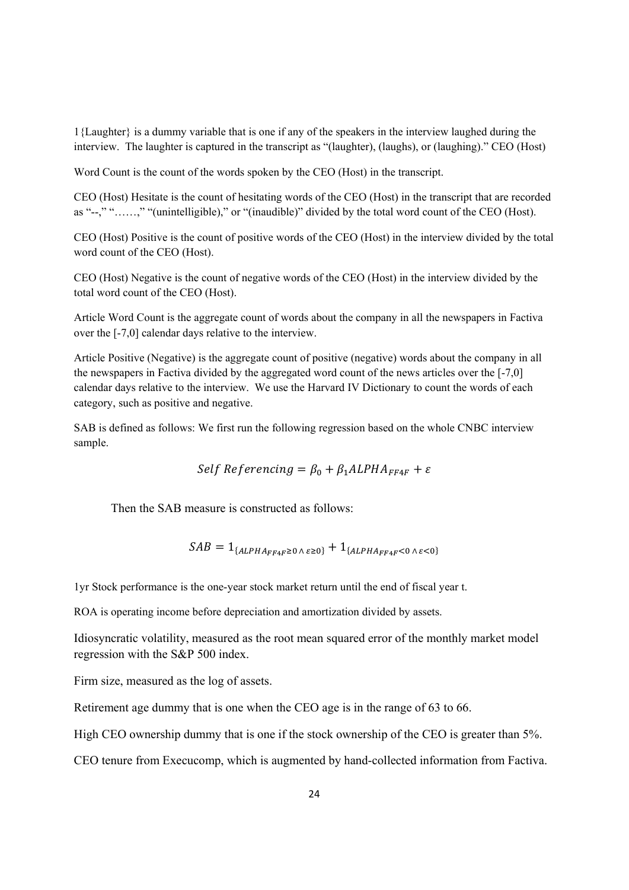1{Laughter} is a dummy variable that is one if any of the speakers in the interview laughed during the interview. The laughter is captured in the transcript as "(laughter), (laughs), or (laughing)." CEO (Host)

Word Count is the count of the words spoken by the CEO (Host) in the transcript.

CEO (Host) Hesitate is the count of hesitating words of the CEO (Host) in the transcript that are recorded as "--," "……," "(unintelligible)," or "(inaudible)" divided by the total word count of the CEO (Host).

CEO (Host) Positive is the count of positive words of the CEO (Host) in the interview divided by the total word count of the CEO (Host).

CEO (Host) Negative is the count of negative words of the CEO (Host) in the interview divided by the total word count of the CEO (Host).

Article Word Count is the aggregate count of words about the company in all the newspapers in Factiva over the [-7,0] calendar days relative to the interview.

Article Positive (Negative) is the aggregate count of positive (negative) words about the company in all the newspapers in Factiva divided by the aggregated word count of the news articles over the [-7,0] calendar days relative to the interview. We use the Harvard IV Dictionary to count the words of each category, such as positive and negative.

SAB is defined as follows: We first run the following regression based on the whole CNBC interview sample.

$$Self\ Referencing = \beta_0 + \beta_1 ALPHA_{FF4F} + \varepsilon$$

Then the SAB measure is constructed as follows:

$$SAB = 1_{\{ALPHA_{FF4F} \geq 0 \wedge \varepsilon \geq 0\}} + 1_{\{ALPHA_{FF4F} < 0 \wedge \varepsilon < 0\}}$$

1yr Stock performance is the one-year stock market return until the end of fiscal year t.

ROA is operating income before depreciation and amortization divided by assets.

Idiosyncratic volatility, measured as the root mean squared error of the monthly market model regression with the S&P 500 index.

Firm size, measured as the log of assets.

Retirement age dummy that is one when the CEO age is in the range of 63 to 66.

High CEO ownership dummy that is one if the stock ownership of the CEO is greater than 5%.

CEO tenure from Execucomp, which is augmented by hand-collected information from Factiva.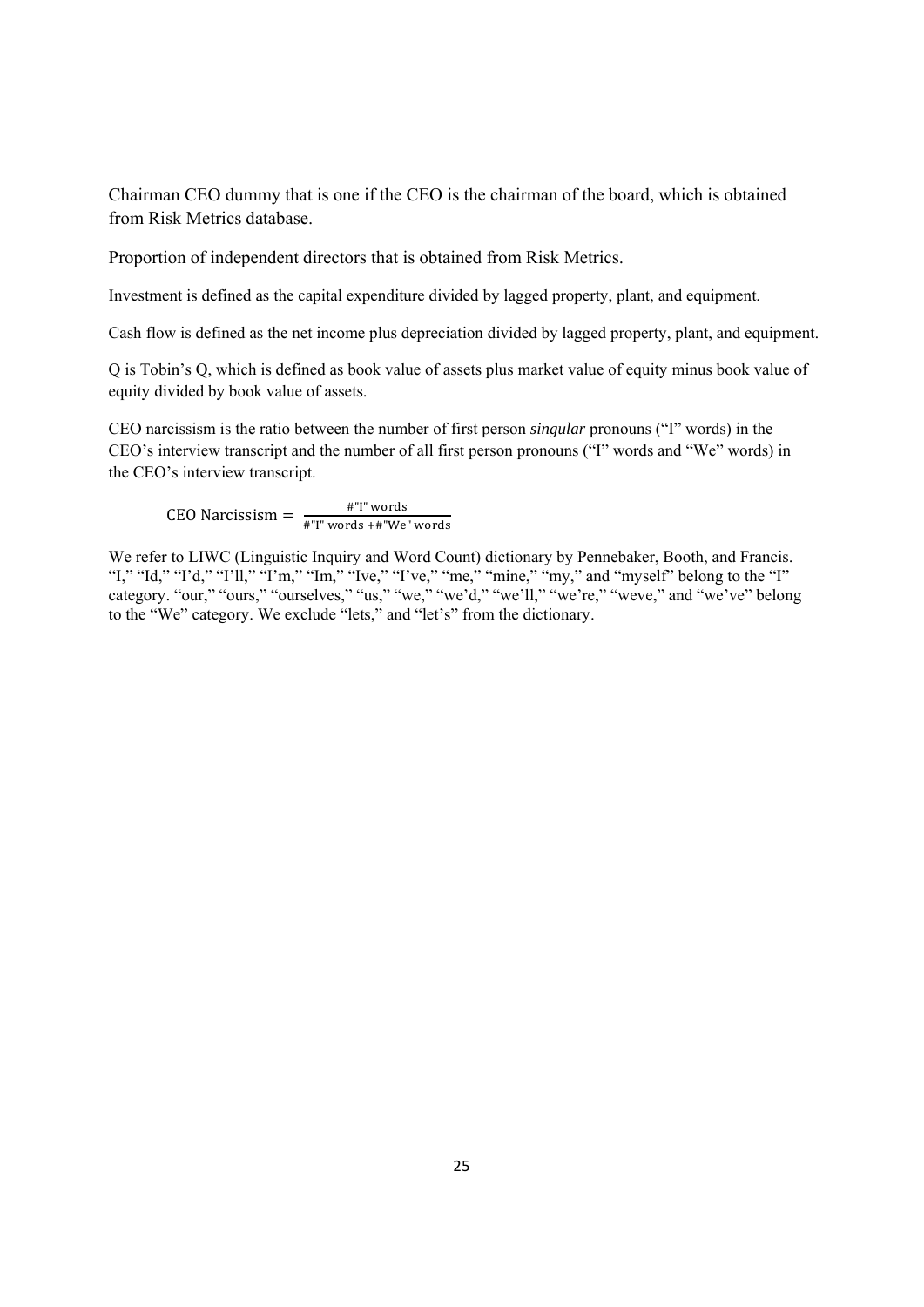Chairman CEO dummy that is one if the CEO is the chairman of the board, which is obtained from Risk Metrics database.

Proportion of independent directors that is obtained from Risk Metrics.

Investment is defined as the capital expenditure divided by lagged property, plant, and equipment.

Cash flow is defined as the net income plus depreciation divided by lagged property, plant, and equipment.

Q is Tobin's Q, which is defined as book value of assets plus market value of equity minus book value of equity divided by book value of assets.

CEO narcissism is the ratio between the number of first person *singular* pronouns ("I" words) in the CEO's interview transcript and the number of all first person pronouns ("I" words and "We" words) in the CEO's interview transcript.

$$\text{CEO Narcissism} = \frac{\#\text{"I" words}}{\#\text{"I" words} + \#\text{"We" words}}$$

We refer to LIWC (Linguistic Inquiry and Word Count) dictionary by Pennebaker, Booth, and Francis. "I," "Id," "I'd," "I'll," "I'm," "Im," "Ive," "I've," "me," "mine," "my," and "myself" belong to the "I" category. "our," "ours," "ourselves," "us," "we," "we'd," "we'll," "we're," "weve," and "we've" belong to the "We" category. We exclude "lets," and "let's" from the dictionary.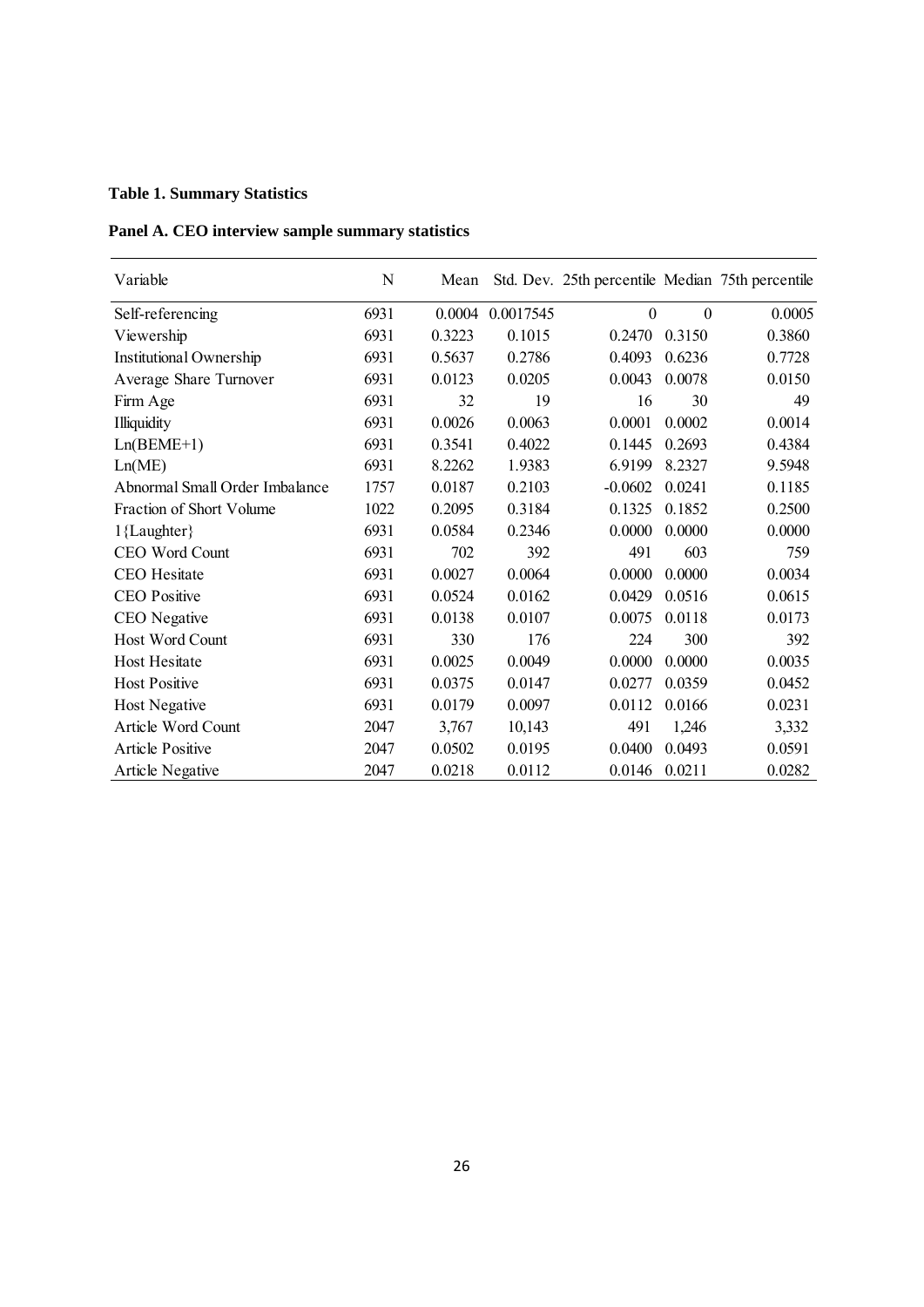**Table 1. Summary Statistics**

**Panel A. CEO interview sample summary statistics**

| Variable | N | Mean | Std. Dev. | 25th percentile | Median | 75th percentile |
|---|---|---|---|---|---|---|
| Self-referencing | 6931 | 0.0004 | 0.0017545 | 0 | 0 | 0.0005 |
| Viewership | 6931 | 0.3223 | 0.1015 | 0.2470 | 0.3150 | 0.3860 |
| Institutional Ownership | 6931 | 0.5637 | 0.2786 | 0.4093 | 0.6236 | 0.7728 |
| Average Share Turnover | 6931 | 0.0123 | 0.0205 | 0.0043 | 0.0078 | 0.0150 |
| Firm Age | 6931 | 32 | 19 | 16 | 30 | 49 |
| Illiquidity | 6931 | 0.0026 | 0.0063 | 0.0001 | 0.0002 | 0.0014 |
| Ln(BEME+1) | 6931 | 0.3541 | 0.4022 | 0.1445 | 0.2693 | 0.4384 |
| Ln(ME) | 6931 | 8.2262 | 1.9383 | 6.9199 | 8.2327 | 9.5948 |
| Abnormal Small Order Imbalance | 1757 | 0.0187 | 0.2103 | -0.0602 | 0.0241 | 0.1185 |
| Fraction of Short Volume | 1022 | 0.2095 | 0.3184 | 0.1325 | 0.1852 | 0.2500 |
| 1{Laughter} | 6931 | 0.0584 | 0.2346 | 0.0000 | 0.0000 | 0.0000 |
| CEO Word Count | 6931 | 702 | 392 | 491 | 603 | 759 |
| CEO Hesitate | 6931 | 0.0027 | 0.0064 | 0.0000 | 0.0000 | 0.0034 |
| CEO Positive | 6931 | 0.0524 | 0.0162 | 0.0429 | 0.0516 | 0.0615 |
| CEO Negative | 6931 | 0.0138 | 0.0107 | 0.0075 | 0.0118 | 0.0173 |
| Host Word Count | 6931 | 330 | 176 | 224 | 300 | 392 |
| Host Hesitate | 6931 | 0.0025 | 0.0049 | 0.0000 | 0.0000 | 0.0035 |
| Host Positive | 6931 | 0.0375 | 0.0147 | 0.0277 | 0.0359 | 0.0452 |
| Host Negative | 6931 | 0.0179 | 0.0097 | 0.0112 | 0.0166 | 0.0231 |
| Article Word Count | 2047 | 3,767 | 10,143 | 491 | 1,246 | 3,332 |
| Article Positive | 2047 | 0.0502 | 0.0195 | 0.0400 | 0.0493 | 0.0591 |
| Article Negative | 2047 | 0.0218 | 0.0112 | 0.0146 | 0.0211 | 0.0282 |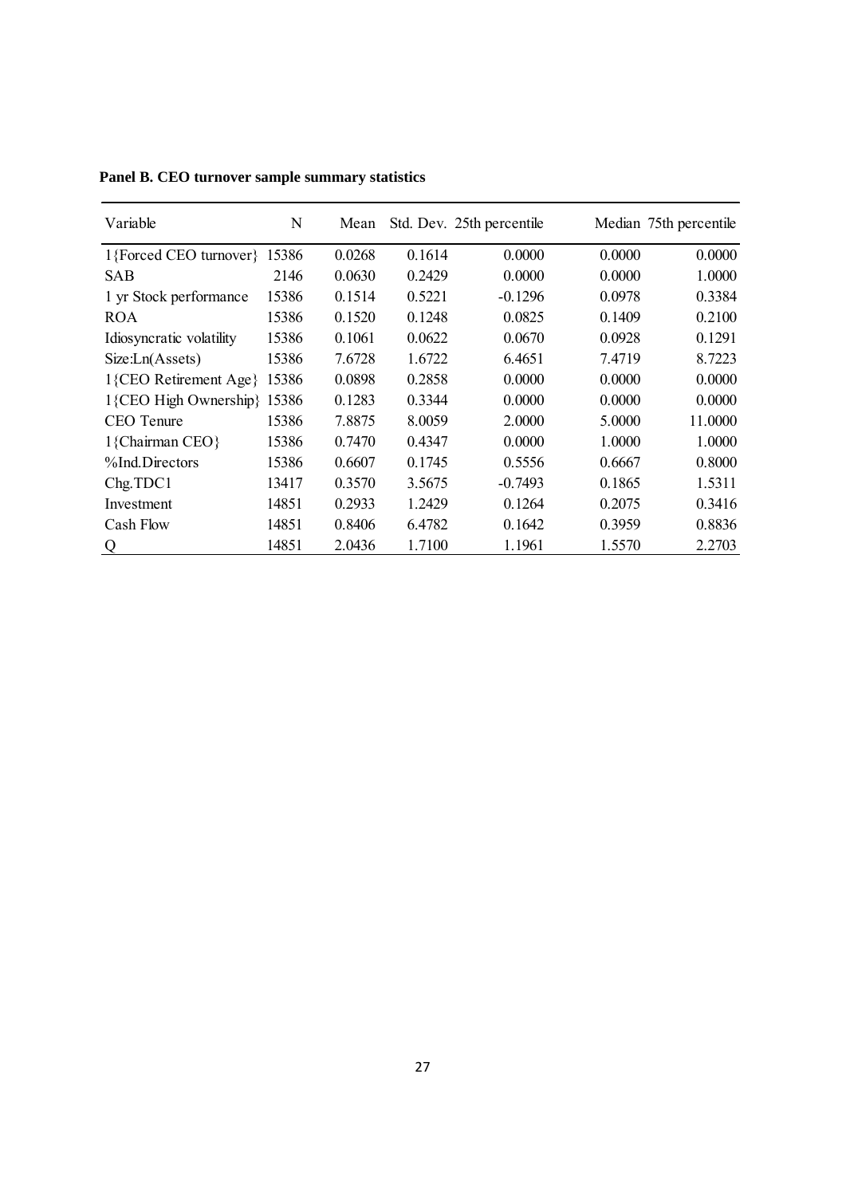**Panel B. CEO turnover sample summary statistics**

| Variable | N | Mean | Std. Dev. | 25th percentile | Median | 75th percentile |
|---|---|---|---|---|---|---|
| 1{Forced CEO turnover} | 15386 | 0.0268 | 0.1614 | 0.0000 | 0.0000 | 0.0000 |
| SAB | 2146 | 0.0630 | 0.2429 | 0.0000 | 0.0000 | 1.0000 |
| 1 yr Stock performance | 15386 | 0.1514 | 0.5221 | -0.1296 | 0.0978 | 0.3384 |
| ROA | 15386 | 0.1520 | 0.1248 | 0.0825 | 0.1409 | 0.2100 |
| Idiosyncratic volatility | 15386 | 0.1061 | 0.0622 | 0.0670 | 0.0928 | 0.1291 |
| Size:Ln(Assets) | 15386 | 7.6728 | 1.6722 | 6.4651 | 7.4719 | 8.7223 |
| 1{CEO Retirement Age} | 15386 | 0.0898 | 0.2858 | 0.0000 | 0.0000 | 0.0000 |
| 1{CEO High Ownership} | 15386 | 0.1283 | 0.3344 | 0.0000 | 0.0000 | 0.0000 |
| CEO Tenure | 15386 | 7.8875 | 8.0059 | 2.0000 | 5.0000 | 11.0000 |
| 1{Chairman CEO} | 15386 | 0.7470 | 0.4347 | 0.0000 | 1.0000 | 1.0000 |
| %Ind.Directors | 15386 | 0.6607 | 0.1745 | 0.5556 | 0.6667 | 0.8000 |
| Chg.TDC1 | 13417 | 0.3570 | 3.5675 | -0.7493 | 0.1865 | 1.5311 |
| Investment | 14851 | 0.2933 | 1.2429 | 0.1264 | 0.2075 | 0.3416 |
| Cash Flow | 14851 | 0.8406 | 6.4782 | 0.1642 | 0.3959 | 0.8836 |
| Q | 14851 | 2.0436 | 1.7100 | 1.1961 | 1.5570 | 2.2703 |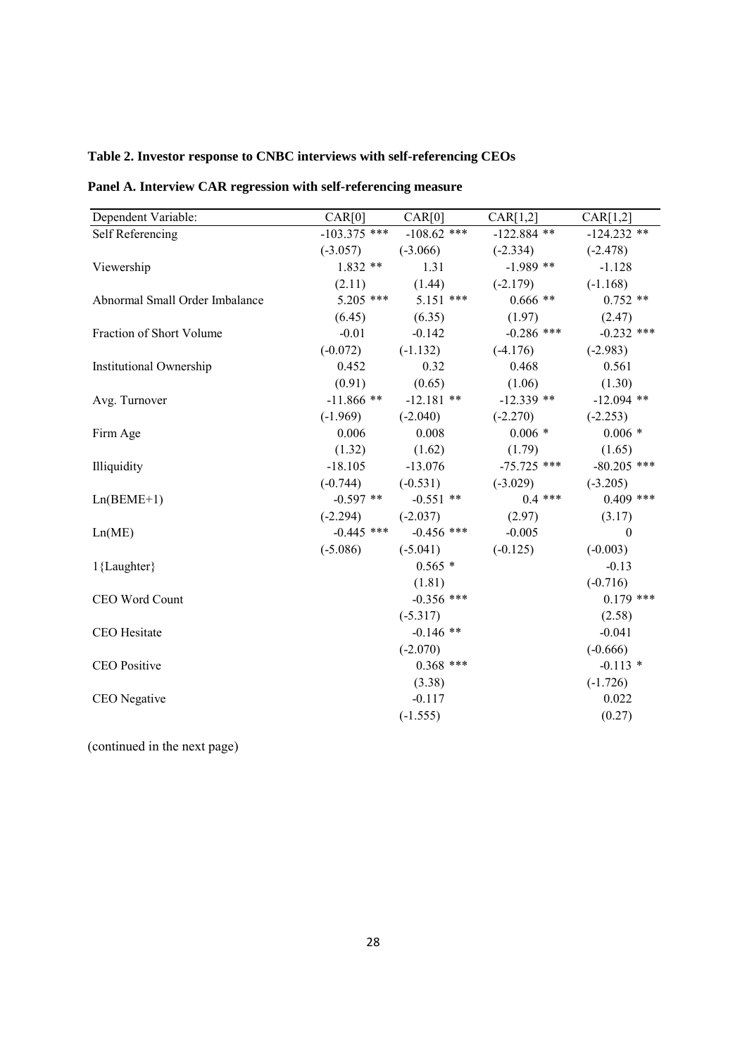**Table 2. Investor response to CNBC interviews with self-referencing CEOs**

**Panel A. Interview CAR regression with self-referencing measure**

| Dependent Variable: | CAR[0] | CAR[0] | CAR[1,2] | CAR[1,2] |
|---|---|---|---|---|
| Self Referencing | -103.375 *** | -108.62 *** | -122.884 ** | -124.232 ** |
| | (-3.057) | (-3.066) | (-2.334) | (-2.478) |
| Viewership | 1.832 ** | 1.31 | -1.989 ** | -1.128 |
| | (2.11) | (1.44) | (-2.179) | (-1.168) |
| Abnormal Small Order Imbalance | 5.205 *** | 5.151 *** | 0.666 ** | 0.752 ** |
| | (6.45) | (6.35) | (1.97) | (2.47) |
| Fraction of Short Volume | -0.01 | -0.142 | -0.286 *** | -0.232 *** |
| | (-0.072) | (-1.132) | (-4.176) | (-2.983) |
| Institutional Ownership | 0.452 | 0.32 | 0.468 | 0.561 |
| | (0.91) | (0.65) | (1.06) | (1.30) |
| Avg. Turnover | -11.866 ** | -12.181 ** | -12.339 ** | -12.094 ** |
| | (-1.969) | (-2.040) | (-2.270) | (-2.253) |
| Firm Age | 0.006 | 0.008 | 0.006 * | 0.006 * |
| | (1.32) | (1.62) | (1.79) | (1.65) |
| Illiquidity | -18.105 | -13.076 | -75.725 *** | -80.205 *** |
| | (-0.744) | (-0.531) | (-3.029) | (-3.205) |
| Ln(BEME+1) | -0.597 ** | -0.551 ** | 0.4 *** | 0.409 *** |
| | (-2.294) | (-2.037) | (2.97) | (3.17) |
| Ln(ME) | -0.445 *** | -0.456 *** | -0.005 | 0 |
| | (-5.086) | (-5.041) | (-0.125) | (-0.003) |
| 1{Laughter} | | 0.565 * | | -0.13 |
| | | (1.81) | | (-0.716) |
| CEO Word Count | | -0.356 *** | | 0.179 *** |
| | | (-5.317) | | (2.58) |
| CEO Hesitate | | -0.146 ** | | -0.041 |
| | | (-2.070) | | (-0.666) |
| CEO Positive | | 0.368 *** | | -0.113 * |
| | | (3.38) | | (-1.726) |
| CEO Negative | | -0.117 | | 0.022 |
| | | (-1.555) | | (0.27) |

(continued in the next page)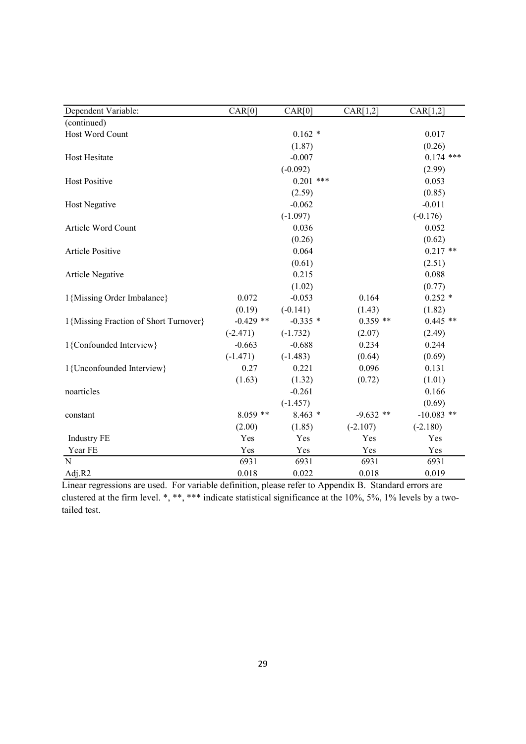| Dependent Variable: | CAR[0] | CAR[0] | CAR[1,2] | CAR[1,2] |
|---|---|---|---|---|
| (continued) | | | | |
| Host Word Count | | 0.162 * | | 0.017 |
| | | (1.87) | | (0.26) |
| Host Hesitate | | -0.007 | | 0.174 *** |
| | | (-0.092) | | (2.99) |
| Host Positive | | 0.201 *** | | 0.053 |
| | | (2.59) | | (0.85) |
| Host Negative | | -0.062 | | -0.011 |
| | | (-1.097) | | (-0.176) |
| Article Word Count | | 0.036 | | 0.052 |
| | | (0.26) | | (0.62) |
| Article Positive | | 0.064 | | 0.217 ** |
| | | (0.61) | | (2.51) |
| Article Negative | | 0.215 | | 0.088 |
| | | (1.02) | | (0.77) |
| 1{Missing Order Imbalance} | 0.072 | -0.053 | 0.164 | 0.252 * |
| | (0.19) | (-0.141) | (1.43) | (1.82) |
| 1{Missing Fraction of Short Turnover} | -0.429 ** | -0.335 * | 0.359 ** | 0.445 ** |
| | (-2.471) | (-1.732) | (2.07) | (2.49) |
| 1{Confounded Interview} | -0.663 | -0.688 | 0.234 | 0.244 |
| | (-1.471) | (-1.483) | (0.64) | (0.69) |
| 1{Unconfounded Interview} | 0.27 | 0.221 | 0.096 | 0.131 |
| | (1.63) | (1.32) | (0.72) | (1.01) |
| noarticles | | -0.261 | | 0.166 |
| | | (-1.457) | | (0.69) |
| constant | 8.059 ** | 8.463 * | -9.632 ** | -10.083 ** |
| | (2.00) | (1.85) | (-2.107) | (-2.180) |
| Industry FE | Yes | Yes | Yes | Yes |
| Year FE | Yes | Yes | Yes | Yes |
| N | 6931 | 6931 | 6931 | 6931 |
| Adj.R2 | 0.018 | 0.022 | 0.018 | 0.019 |

Linear regressions are used. For variable definition, please refer to Appendix B. Standard errors are clustered at the firm level. *, **, *** indicate statistical significance at the 10%, 5%, 1% levels by a two-tailed test.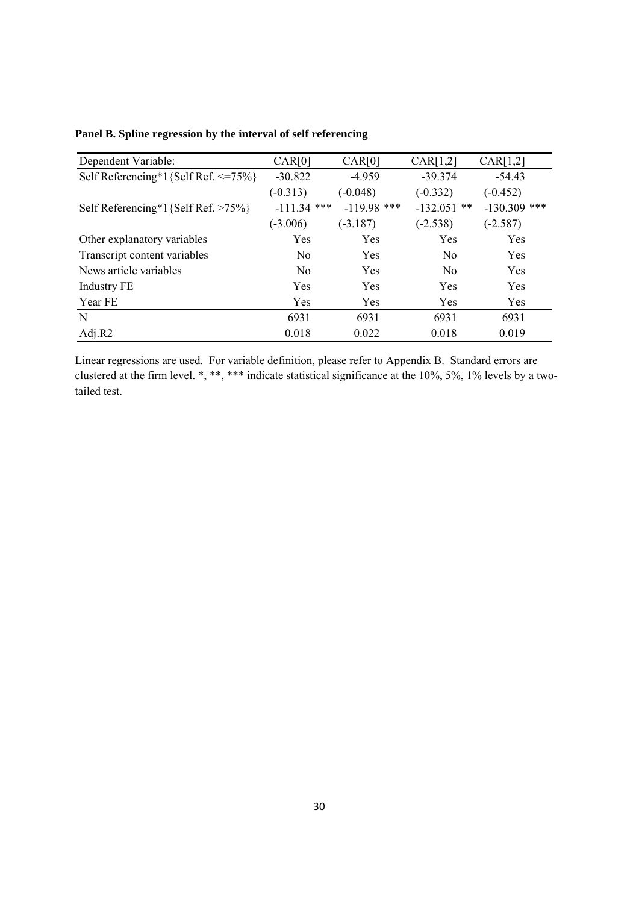**Panel B. Spline regression by the interval of self referencing**

| Dependent Variable: | CAR[0] | CAR[0] | CAR[1,2] | CAR[1,2] |
|---|---|---|---|---|
| Self Referencing*1{Self Ref. <=75%} | -30.822 | -4.959 | -39.374 | -54.43 |
| | (-0.313) | (-0.048) | (-0.332) | (-0.452) |
| Self Referencing*1{Self Ref. >75%} | -111.34 *** | -119.98 *** | -132.051 ** | -130.309 *** |
| | (-3.006) | (-3.187) | (-2.538) | (-2.587) |
| Other explanatory variables | Yes | Yes | Yes | Yes |
| Transcript content variables | No | Yes | No | Yes |
| News article variables | No | Yes | No | Yes |
| Industry FE | Yes | Yes | Yes | Yes |
| Year FE | Yes | Yes | Yes | Yes |
| N | 6931 | 6931 | 6931 | 6931 |
| Adj.R2 | 0.018 | 0.022 | 0.018 | 0.019 |

Linear regressions are used. For variable definition, please refer to Appendix B. Standard errors are clustered at the firm level. *, **, *** indicate statistical significance at the 10%, 5%, 1% levels by a two-tailed test.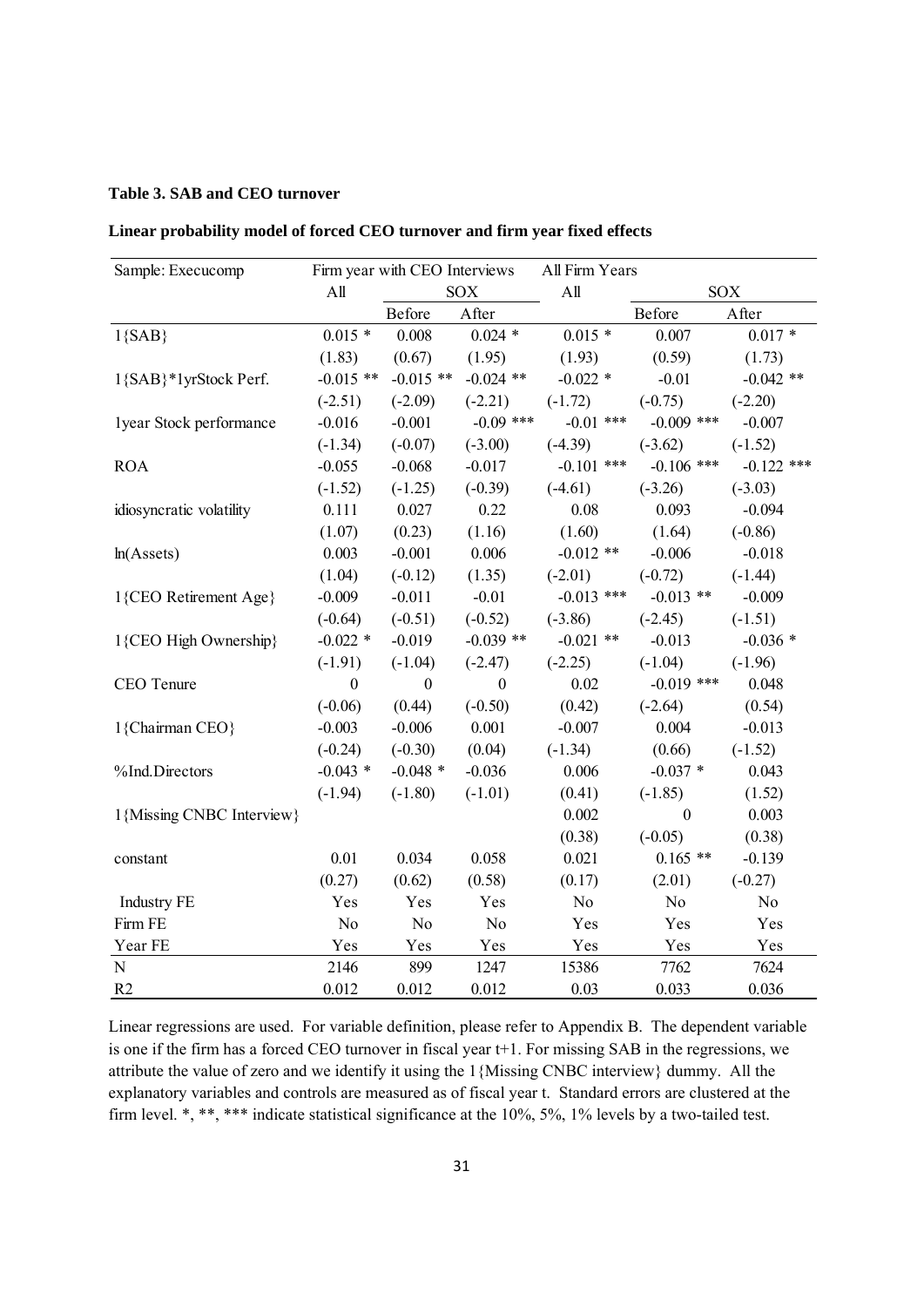**Table 3. SAB and CEO turnover**

**Linear probability model of forced CEO turnover and firm year fixed effects**

| Sample: Execucomp | Firm year with CEO Interviews | | | All Firm Years | | |
|---|---|---|---|---|---|---|
| | All | SOX | | All | SOX | |
| | | Before | After | | Before | After |
| 1{SAB} | 0.015 * | 0.008 | 0.024 * | 0.015 * | 0.007 | 0.017 * |
| | (1.83) | (0.67) | (1.95) | (1.93) | (0.59) | (1.73) |
| 1{SAB}*1yrStock Perf. | -0.015 ** | -0.015 ** | -0.024 ** | -0.022 * | -0.01 | -0.042 ** |
| | (-2.51) | (-2.09) | (-2.21) | (-1.72) | (-0.75) | (-2.20) |
| 1year Stock performance | -0.016 | -0.001 | -0.09 *** | -0.01 *** | -0.009 *** | -0.007 |
| | (-1.34) | (-0.07) | (-3.00) | (-4.39) | (-3.62) | (-1.52) |
| ROA | -0.055 | -0.068 | -0.017 | -0.101 *** | -0.106 *** | -0.122 *** |
| | (-1.52) | (-1.25) | (-0.39) | (-4.61) | (-3.26) | (-3.03) |
| idiosyncratic volatility | 0.111 | 0.027 | 0.22 | 0.08 | 0.093 | -0.094 |
| | (1.07) | (0.23) | (1.16) | (1.60) | (1.64) | (-0.86) |
| ln(Assets) | 0.003 | -0.001 | 0.006 | -0.012 ** | -0.006 | -0.018 |
| | (1.04) | (-0.12) | (1.35) | (-2.01) | (-0.72) | (-1.44) |
| 1{CEO Retirement Age} | -0.009 | -0.011 | -0.01 | -0.013 *** | -0.013 ** | -0.009 |
| | (-0.64) | (-0.51) | (-0.52) | (-3.86) | (-2.45) | (-1.51) |
| 1{CEO High Ownership} | -0.022 * | -0.019 | -0.039 ** | -0.021 ** | -0.013 | -0.036 * |
| | (-1.91) | (-1.04) | (-2.47) | (-2.25) | (-1.04) | (-1.96) |
| CEO Tenure | 0 | 0 | 0 | 0.02 | -0.019 *** | 0.048 |
| | (-0.06) | (0.44) | (-0.50) | (0.42) | (-2.64) | (0.54) |
| 1{Chairman CEO} | -0.003 | -0.006 | 0.001 | -0.007 | 0.004 | -0.013 |
| | (-0.24) | (-0.30) | (0.04) | (-1.34) | (0.66) | (-1.52) |
| %Ind.Directors | -0.043 * | -0.048 * | -0.036 | 0.006 | -0.037 * | 0.043 |
| | (-1.94) | (-1.80) | (-1.01) | (0.41) | (-1.85) | (1.52) |
| 1{Missing CNBC Interview} | | | | 0.002 | 0 | 0.003 |
| | | | | (0.38) | (-0.05) | (0.38) |
| constant | 0.01 | 0.034 | 0.058 | 0.021 | 0.165 ** | -0.139 |
| | (0.27) | (0.62) | (0.58) | (0.17) | (2.01) | (-0.27) |
| Industry FE | Yes | Yes | Yes | No | No | No |
| Firm FE | No | No | No | Yes | Yes | Yes |
| Year FE | Yes | Yes | Yes | Yes | Yes | Yes |
| N | 2146 | 899 | 1247 | 15386 | 7762 | 7624 |
| R2 | 0.012 | 0.012 | 0.012 | 0.03 | 0.033 | 0.036 |

Linear regressions are used. For variable definition, please refer to Appendix B. The dependent variable is one if the firm has a forced CEO turnover in fiscal year t+1. For missing SAB in the regressions, we attribute the value of zero and we identify it using the 1{Missing CNBC interview} dummy. All the explanatory variables and controls are measured as of fiscal year t. Standard errors are clustered at the firm level. *, **, *** indicate statistical significance at the 10%, 5%, 1% levels by a two-tailed test.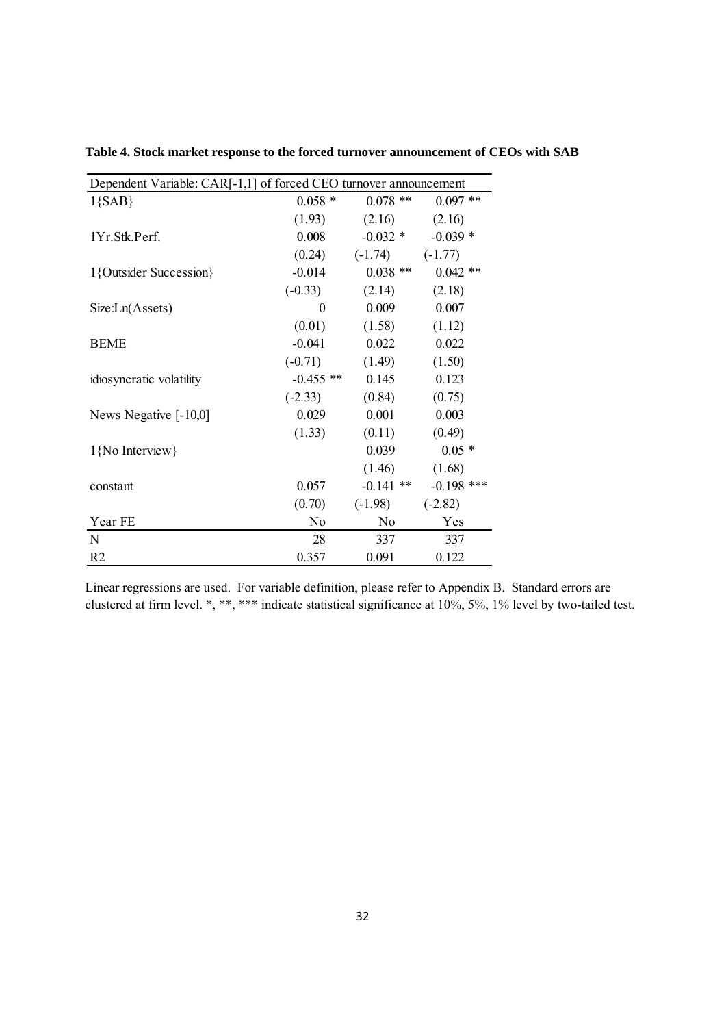**Table 4. Stock market response to the forced turnover announcement of CEOs with SAB**

| Dependent Variable: CAR[-1,1] of forced CEO turnover announcement | | | |
|---|---|---|---|
| 1{SAB} | 0.058 * | 0.078 ** | 0.097 ** |
| | (1.93) | (2.16) | (2.16) |
| 1Yr.Stk.Perf. | 0.008 | -0.032 * | -0.039 * |
| | (0.24) | (-1.74) | (-1.77) |
| 1{Outsider Succession} | -0.014 | 0.038 ** | 0.042 ** |
| | (-0.33) | (2.14) | (2.18) |
| Size:Ln(Assets) | 0 | 0.009 | 0.007 |
| | (0.01) | (1.58) | (1.12) |
| BEME | -0.041 | 0.022 | 0.022 |
| | (-0.71) | (1.49) | (1.50) |
| idiosyncratic volatility | -0.455 ** | 0.145 | 0.123 |
| | (-2.33) | (0.84) | (0.75) |
| News Negative [-10,0] | 0.029 | 0.001 | 0.003 |
| | (1.33) | (0.11) | (0.49) |
| 1{No Interview} | | 0.039 | 0.05 * |
| | | (1.46) | (1.68) |
| constant | 0.057 | -0.141 ** | -0.198 *** |
| | (0.70) | (-1.98) | (-2.82) |
| Year FE | No | No | Yes |
| N | 28 | 337 | 337 |
| R2 | 0.357 | 0.091 | 0.122 |

Linear regressions are used. For variable definition, please refer to Appendix B. Standard errors are clustered at firm level. *, **, *** indicate statistical significance at 10%, 5%, 1% level by two-tailed test.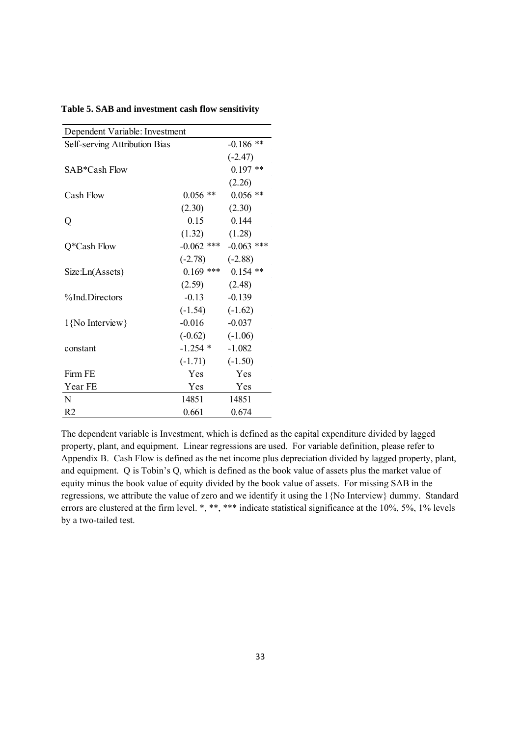**Table 5. SAB and investment cash flow sensitivity**

| Dependent Variable: Investment | | |
|---|---|---|
| Self-serving Attribution Bias | | -0.186 ** |
| | | (-2.47) |
| SAB*Cash Flow | | 0.197 ** |
| | | (2.26) |
| Cash Flow | 0.056 ** | 0.056 ** |
| | (2.30) | (2.30) |
| Q | 0.15 | 0.144 |
| | (1.32) | (1.28) |
| Q*Cash Flow | -0.062 *** | -0.063 *** |
| | (-2.78) | (-2.88) |
| Size:Ln(Assets) | 0.169 *** | 0.154 ** |
| | (2.59) | (2.48) |
| %Ind.Directors | -0.13 | -0.139 |
| | (-1.54) | (-1.62) |
| 1{No Interview} | -0.016 | -0.037 |
| | (-0.62) | (-1.06) |
| constant | -1.254 * | -1.082 |
| | (-1.71) | (-1.50) |
| Firm FE | Yes | Yes |
| Year FE | Yes | Yes |
| N | 14851 | 14851 |
| R2 | 0.661 | 0.674 |

The dependent variable is Investment, which is defined as the capital expenditure divided by lagged property, plant, and equipment. Linear regressions are used. For variable definition, please refer to Appendix B. Cash Flow is defined as the net income plus depreciation divided by lagged property, plant, and equipment. Q is Tobin's Q, which is defined as the book value of assets plus the market value of equity minus the book value of equity divided by the book value of assets. For missing SAB in the regressions, we attribute the value of zero and we identify it using the 1{No Interview} dummy. Standard errors are clustered at the firm level. *, **, *** indicate statistical significance at the 10%, 5%, 1% levels by a two-tailed test.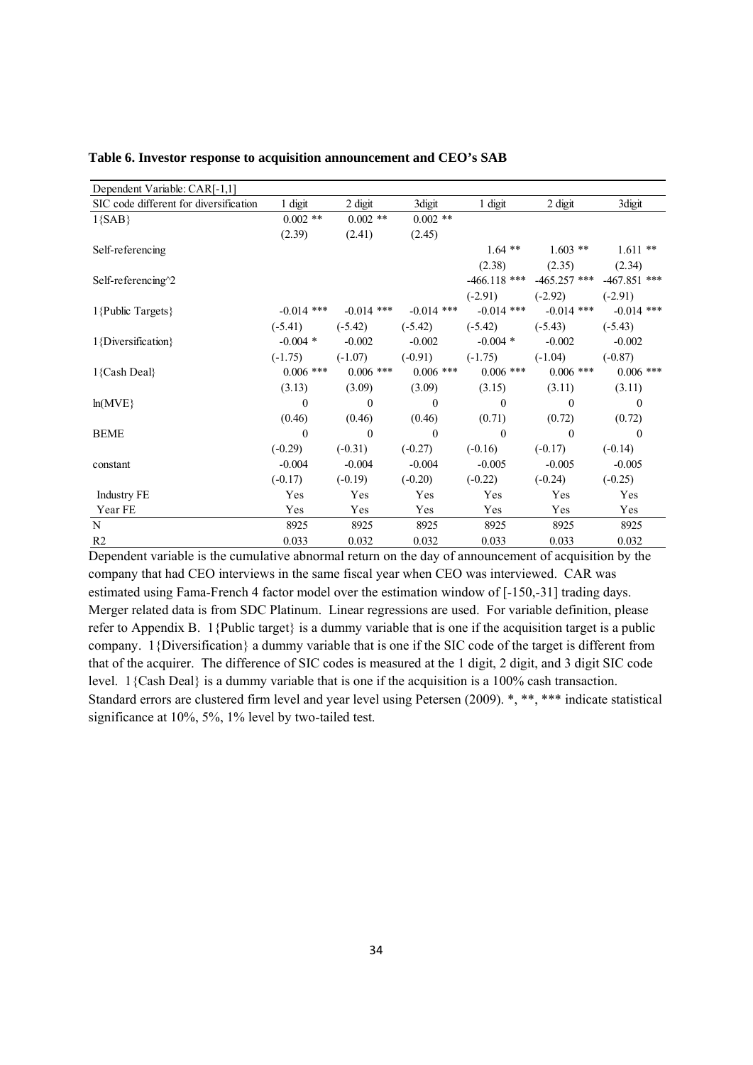**Table 6. Investor response to acquisition announcement and CEO's SAB**

| Dependent Variable: CAR[-1,1] | | | | | | |
|---|---|---|---|---|---|---|
| SIC code different for diversification | 1 digit | 2 digit | 3digit | 1 digit | 2 digit | 3digit |
| 1{SAB} | 0.002 ** | 0.002 ** | 0.002 ** | | | |
| | (2.39) | (2.41) | (2.45) | | | |
| Self-referencing | | | | 1.64 ** | 1.603 ** | 1.611 ** |
| | | | | (2.38) | (2.35) | (2.34) |
| Self-referencing^2 | | | | -466.118 *** | -465.257 *** | -467.851 *** |
| | | | | (-2.91) | (-2.92) | (-2.91) |
| 1{Public Targets} | -0.014 *** | -0.014 *** | -0.014 *** | -0.014 *** | -0.014 *** | -0.014 *** |
| | (-5.41) | (-5.42) | (-5.42) | (-5.42) | (-5.43) | (-5.43) |
| 1{Diversification} | -0.004 * | -0.002 | -0.002 | -0.004 * | -0.002 | -0.002 |
| | (-1.75) | (-1.07) | (-0.91) | (-1.75) | (-1.04) | (-0.87) |
| 1{Cash Deal} | 0.006 *** | 0.006 *** | 0.006 *** | 0.006 *** | 0.006 *** | 0.006 *** |
| | (3.13) | (3.09) | (3.09) | (3.15) | (3.11) | (3.11) |
| ln(MVE} | 0 | 0 | 0 | 0 | 0 | 0 |
| | (0.46) | (0.46) | (0.46) | (0.71) | (0.72) | (0.72) |
| BEME | 0 | 0 | 0 | 0 | 0 | 0 |
| | (-0.29) | (-0.31) | (-0.27) | (-0.16) | (-0.17) | (-0.14) |
| constant | -0.004 | -0.004 | -0.004 | -0.005 | -0.005 | -0.005 |
| | (-0.17) | (-0.19) | (-0.20) | (-0.22) | (-0.24) | (-0.25) |
| Industry FE | Yes | Yes | Yes | Yes | Yes | Yes |
| Year FE | Yes | Yes | Yes | Yes | Yes | Yes |
| N | 8925 | 8925 | 8925 | 8925 | 8925 | 8925 |
| R2 | 0.033 | 0.032 | 0.032 | 0.033 | 0.033 | 0.032 |

Dependent variable is the cumulative abnormal return on the day of announcement of acquisition by the company that had CEO interviews in the same fiscal year when CEO was interviewed. CAR was estimated using Fama-French 4 factor model over the estimation window of [-150,-31] trading days. Merger related data is from SDC Platinum. Linear regressions are used. For variable definition, please refer to Appendix B. 1{Public target} is a dummy variable that is one if the acquisition target is a public company. 1{Diversification} a dummy variable that is one if the SIC code of the target is different from that of the acquirer. The difference of SIC codes is measured at the 1 digit, 2 digit, and 3 digit SIC code level. 1{Cash Deal} is a dummy variable that is one if the acquisition is a 100% cash transaction. Standard errors are clustered firm level and year level using Petersen (2009). *, **, *** indicate statistical significance at 10%, 5%, 1% level by two-tailed test.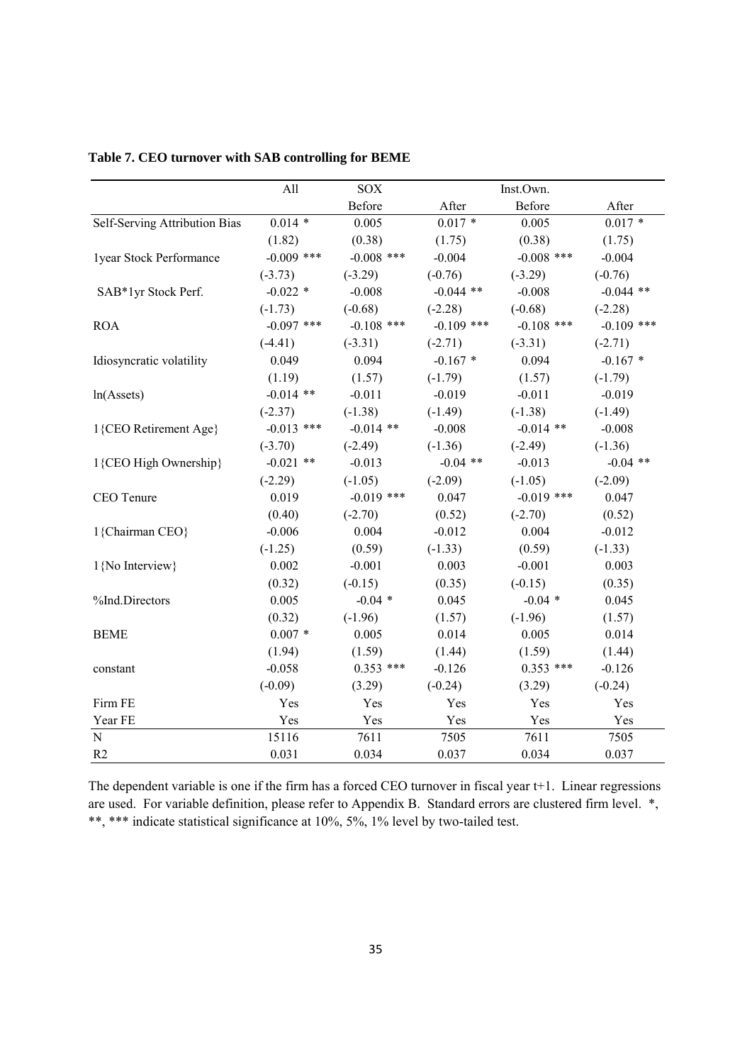**Table 7. CEO turnover with SAB controlling for BEME**

| | All | SOX | | Inst.Own. | |
|---|---|---|---|---|---|
| | | Before | After | Before | After |
| Self-Serving Attribution Bias | 0.014 * | 0.005 | 0.017 * | 0.005 | 0.017 * |
| | (1.82) | (0.38) | (1.75) | (0.38) | (1.75) |
| 1year Stock Performance | -0.009 *** | -0.008 *** | -0.004 | -0.008 *** | -0.004 |
| | (-3.73) | (-3.29) | (-0.76) | (-3.29) | (-0.76) |
| SAB*1yr Stock Perf. | -0.022 * | -0.008 | -0.044 ** | -0.008 | -0.044 ** |
| | (-1.73) | (-0.68) | (-2.28) | (-0.68) | (-2.28) |
| ROA | -0.097 *** | -0.108 *** | -0.109 *** | -0.108 *** | -0.109 *** |
| | (-4.41) | (-3.31) | (-2.71) | (-3.31) | (-2.71) |
| Idiosyncratic volatility | 0.049 | 0.094 | -0.167 * | 0.094 | -0.167 * |
| | (1.19) | (1.57) | (-1.79) | (1.57) | (-1.79) |
| ln(Assets) | -0.014 ** | -0.011 | -0.019 | -0.011 | -0.019 |
| | (-2.37) | (-1.38) | (-1.49) | (-1.38) | (-1.49) |
| 1{CEO Retirement Age} | -0.013 *** | -0.014 ** | -0.008 | -0.014 ** | -0.008 |
| | (-3.70) | (-2.49) | (-1.36) | (-2.49) | (-1.36) |
| 1{CEO High Ownership} | -0.021 ** | -0.013 | -0.04 ** | -0.013 | -0.04 ** |
| | (-2.29) | (-1.05) | (-2.09) | (-1.05) | (-2.09) |
| CEO Tenure | 0.019 | -0.019 *** | 0.047 | -0.019 *** | 0.047 |
| | (0.40) | (-2.70) | (0.52) | (-2.70) | (0.52) |
| 1{Chairman CEO} | -0.006 | 0.004 | -0.012 | 0.004 | -0.012 |
| | (-1.25) | (0.59) | (-1.33) | (0.59) | (-1.33) |
| 1{No Interview} | 0.002 | -0.001 | 0.003 | -0.001 | 0.003 |
| | (0.32) | (-0.15) | (0.35) | (-0.15) | (0.35) |
| %Ind.Directors | 0.005 | -0.04 * | 0.045 | -0.04 * | 0.045 |
| | (0.32) | (-1.96) | (1.57) | (-1.96) | (1.57) |
| BEME | 0.007 * | 0.005 | 0.014 | 0.005 | 0.014 |
| | (1.94) | (1.59) | (1.44) | (1.59) | (1.44) |
| constant | -0.058 | 0.353 *** | -0.126 | 0.353 *** | -0.126 |
| | (-0.09) | (3.29) | (-0.24) | (3.29) | (-0.24) |
| Firm FE | Yes | Yes | Yes | Yes | Yes |
| Year FE | Yes | Yes | Yes | Yes | Yes |
| N | 15116 | 7611 | 7505 | 7611 | 7505 |
| R2 | 0.031 | 0.034 | 0.037 | 0.034 | 0.037 |

The dependent variable is one if the firm has a forced CEO turnover in fiscal year t+1. Linear regressions are used. For variable definition, please refer to Appendix B. Standard errors are clustered firm level. *, **, *** indicate statistical significance at 10%, 5%, 1% level by two-tailed test.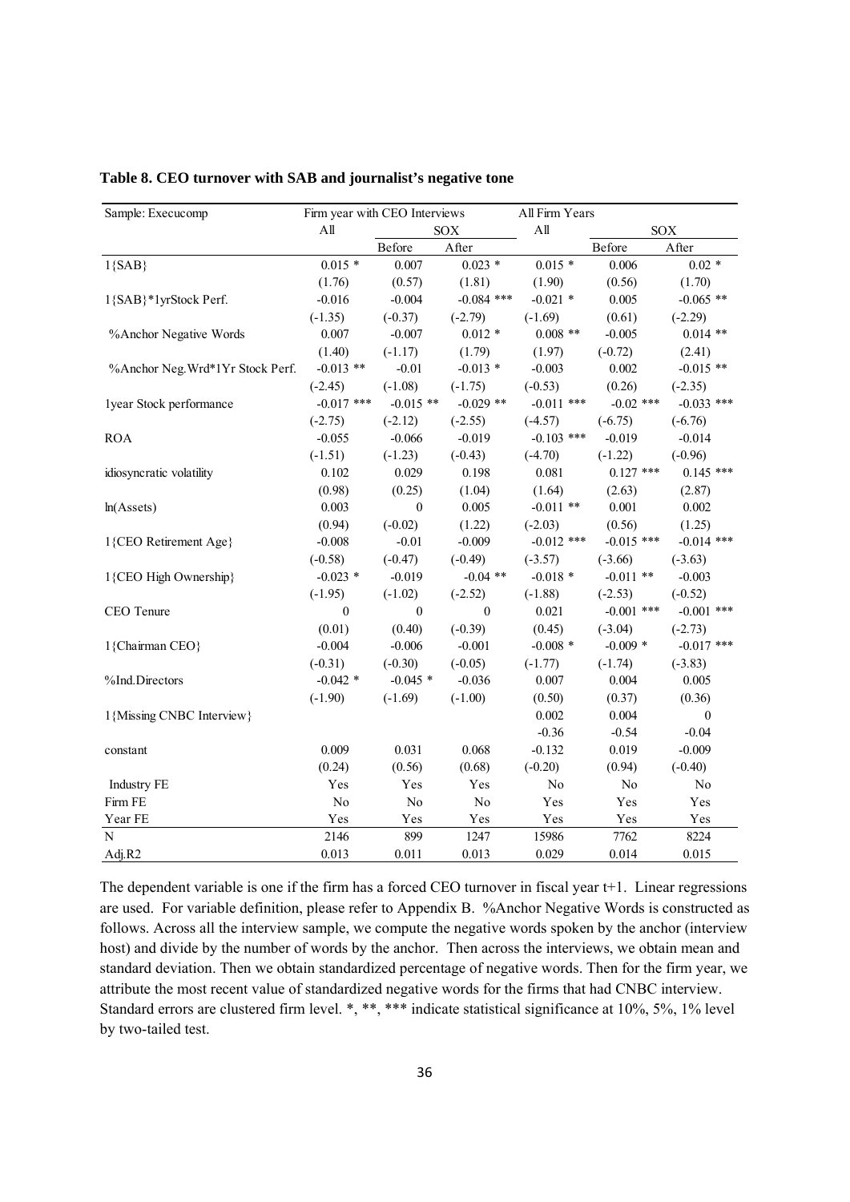**Table 8. CEO turnover with SAB and journalist's negative tone**

| Sample: Execucomp | Firm year with CEO Interviews | | | All Firm Years | | |
|---|---|---|---|---|---|---|
| | All | SOX | | All | SOX | |
| | | Before | After | | Before | After |
| 1{SAB} | 0.015 * | 0.007 | 0.023 * | 0.015 * | 0.006 | 0.02 * |
| | (1.76) | (0.57) | (1.81) | (1.90) | (0.56) | (1.70) |
| 1{SAB}*1yrStock Perf. | -0.016 | -0.004 | -0.084 *** | -0.021 * | 0.005 | -0.065 ** |
| | (-1.35) | (-0.37) | (-2.79) | (-1.69) | (0.61) | (-2.29) |
| %Anchor Negative Words | 0.007 | -0.007 | 0.012 * | 0.008 ** | -0.005 | 0.014 ** |
| | (1.40) | (-1.17) | (1.79) | (1.97) | (-0.72) | (2.41) |
| %Anchor Neg.Wrd*1Yr Stock Perf. | -0.013 ** | -0.01 | -0.013 * | -0.003 | 0.002 | -0.015 ** |
| | (-2.45) | (-1.08) | (-1.75) | (-0.53) | (0.26) | (-2.35) |
| 1year Stock performance | -0.017 *** | -0.015 ** | -0.029 ** | -0.011 *** | -0.02 *** | -0.033 *** |
| | (-2.75) | (-2.12) | (-2.55) | (-4.57) | (-6.75) | (-6.76) |
| ROA | -0.055 | -0.066 | -0.019 | -0.103 *** | -0.019 | -0.014 |
| | (-1.51) | (-1.23) | (-0.43) | (-4.70) | (-1.22) | (-0.96) |
| idiosyncratic volatility | 0.102 | 0.029 | 0.198 | 0.081 | 0.127 *** | 0.145 *** |
| | (0.98) | (0.25) | (1.04) | (1.64) | (2.63) | (2.87) |
| ln(Assets) | 0.003 | 0 | 0.005 | -0.011 ** | 0.001 | 0.002 |
| | (0.94) | (-0.02) | (1.22) | (-2.03) | (0.56) | (1.25) |
| 1{CEO Retirement Age} | -0.008 | -0.01 | -0.009 | -0.012 *** | -0.015 *** | -0.014 *** |
| | (-0.58) | (-0.47) | (-0.49) | (-3.57) | (-3.66) | (-3.63) |
| 1{CEO High Ownership} | -0.023 * | -0.019 | -0.04 ** | -0.018 * | -0.011 ** | -0.003 |
| | (-1.95) | (-1.02) | (-2.52) | (-1.88) | (-2.53) | (-0.52) |
| CEO Tenure | 0 | 0 | 0 | 0.021 | -0.001 *** | -0.001 *** |
| | (0.01) | (0.40) | (-0.39) | (0.45) | (-3.04) | (-2.73) |
| 1{Chairman CEO} | -0.004 | -0.006 | -0.001 | -0.008 * | -0.009 * | -0.017 *** |
| | (-0.31) | (-0.30) | (-0.05) | (-1.77) | (-1.74) | (-3.83) |
| %Ind.Directors | -0.042 * | -0.045 * | -0.036 | 0.007 | 0.004 | 0.005 |
| | (-1.90) | (-1.69) | (-1.00) | (0.50) | (0.37) | (0.36) |
| 1{Missing CNBC Interview} | | | | 0.002 | 0.004 | 0 |
| | | | | -0.36 | -0.54 | -0.04 |
| constant | 0.009 | 0.031 | 0.068 | -0.132 | 0.019 | -0.009 |
| | (0.24) | (0.56) | (0.68) | (-0.20) | (0.94) | (-0.40) |
| Industry FE | Yes | Yes | Yes | No | No | No |
| Firm FE | No | No | No | Yes | Yes | Yes |
| Year FE | Yes | Yes | Yes | Yes | Yes | Yes |
| N | 2146 | 899 | 1247 | 15986 | 7762 | 8224 |
| Adj.R2 | 0.013 | 0.011 | 0.013 | 0.029 | 0.014 | 0.015 |

The dependent variable is one if the firm has a forced CEO turnover in fiscal year t+1. Linear regressions are used. For variable definition, please refer to Appendix B. %Anchor Negative Words is constructed as follows. Across all the interview sample, we compute the negative words spoken by the anchor (interview host) and divide by the number of words by the anchor. Then across the interviews, we obtain mean and standard deviation. Then we obtain standardized percentage of negative words. Then for the firm year, we attribute the most recent value of standardized negative words for the firms that had CNBC interview. Standard errors are clustered firm level. *, **, *** indicate statistical significance at 10%, 5%, 1% level by two-tailed test.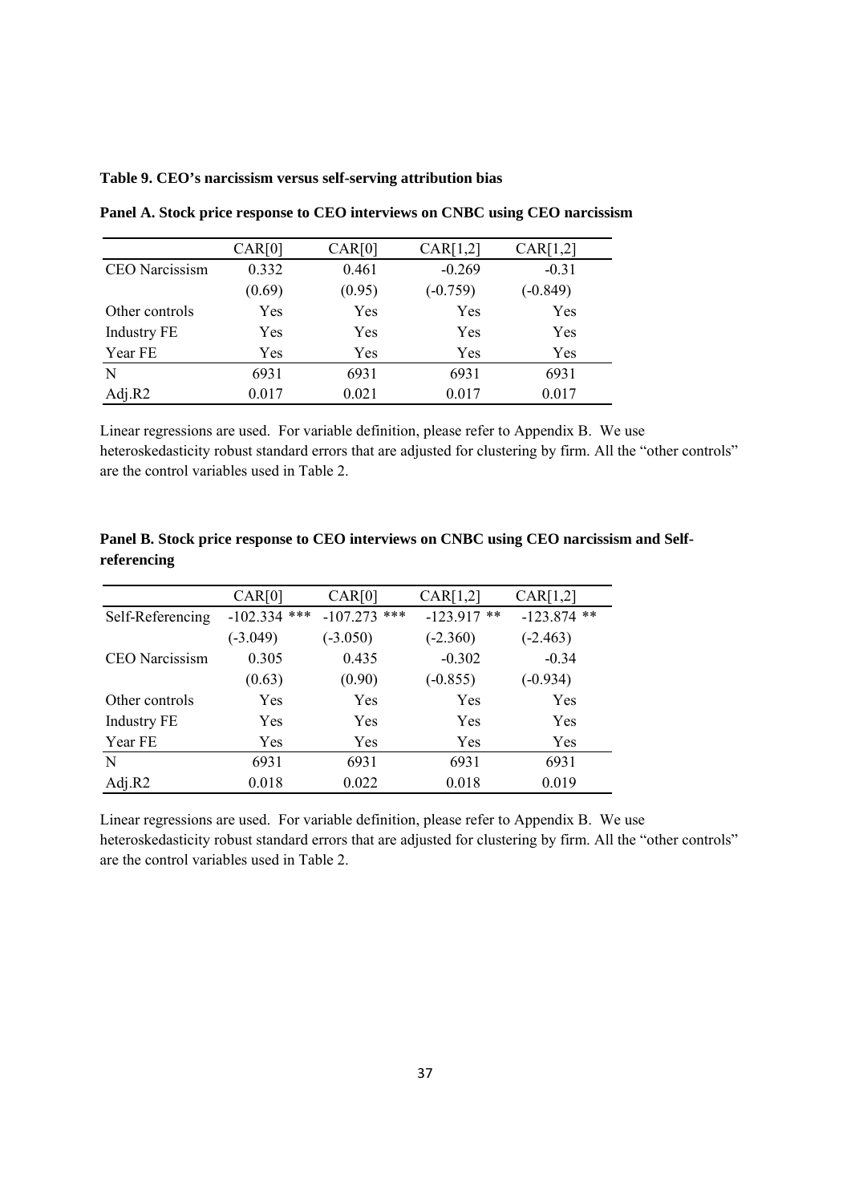**Table 9. CEO's narcissism versus self-serving attribution bias**

**Panel A. Stock price response to CEO interviews on CNBC using CEO narcissism**

| | CAR[0] | CAR[0] | CAR[1,2] | CAR[1,2] |
|---|---|---|---|---|
| CEO Narcissism | 0.332 | 0.461 | -0.269 | -0.31 |
| | (0.69) | (0.95) | (-0.759) | (-0.849) |
| Other controls | Yes | Yes | Yes | Yes |
| Industry FE | Yes | Yes | Yes | Yes |
| Year FE | Yes | Yes | Yes | Yes |
| N | 6931 | 6931 | 6931 | 6931 |
| Adj.R2 | 0.017 | 0.021 | 0.017 | 0.017 |

Linear regressions are used. For variable definition, please refer to Appendix B. We use heteroskedasticity robust standard errors that are adjusted for clustering by firm. All the "other controls" are the control variables used in Table 2.

**Panel B. Stock price response to CEO interviews on CNBC using CEO narcissism and Self-referencing**

| | CAR[0] | CAR[0] | CAR[1,2] | CAR[1,2] |
|---|---|---|---|---|
| Self-Referencing | -102.334 *** | -107.273 *** | -123.917 ** | -123.874 ** |
| | (-3.049) | (-3.050) | (-2.360) | (-2.463) |
| CEO Narcissism | 0.305 | 0.435 | -0.302 | -0.34 |
| | (0.63) | (0.90) | (-0.855) | (-0.934) |
| Other controls | Yes | Yes | Yes | Yes |
| Industry FE | Yes | Yes | Yes | Yes |
| Year FE | Yes | Yes | Yes | Yes |
| N | 6931 | 6931 | 6931 | 6931 |
| Adj.R2 | 0.018 | 0.022 | 0.018 | 0.019 |

Linear regressions are used. For variable definition, please refer to Appendix B. We use heteroskedasticity robust standard errors that are adjusted for clustering by firm. All the "other controls" are the control variables used in Table 2.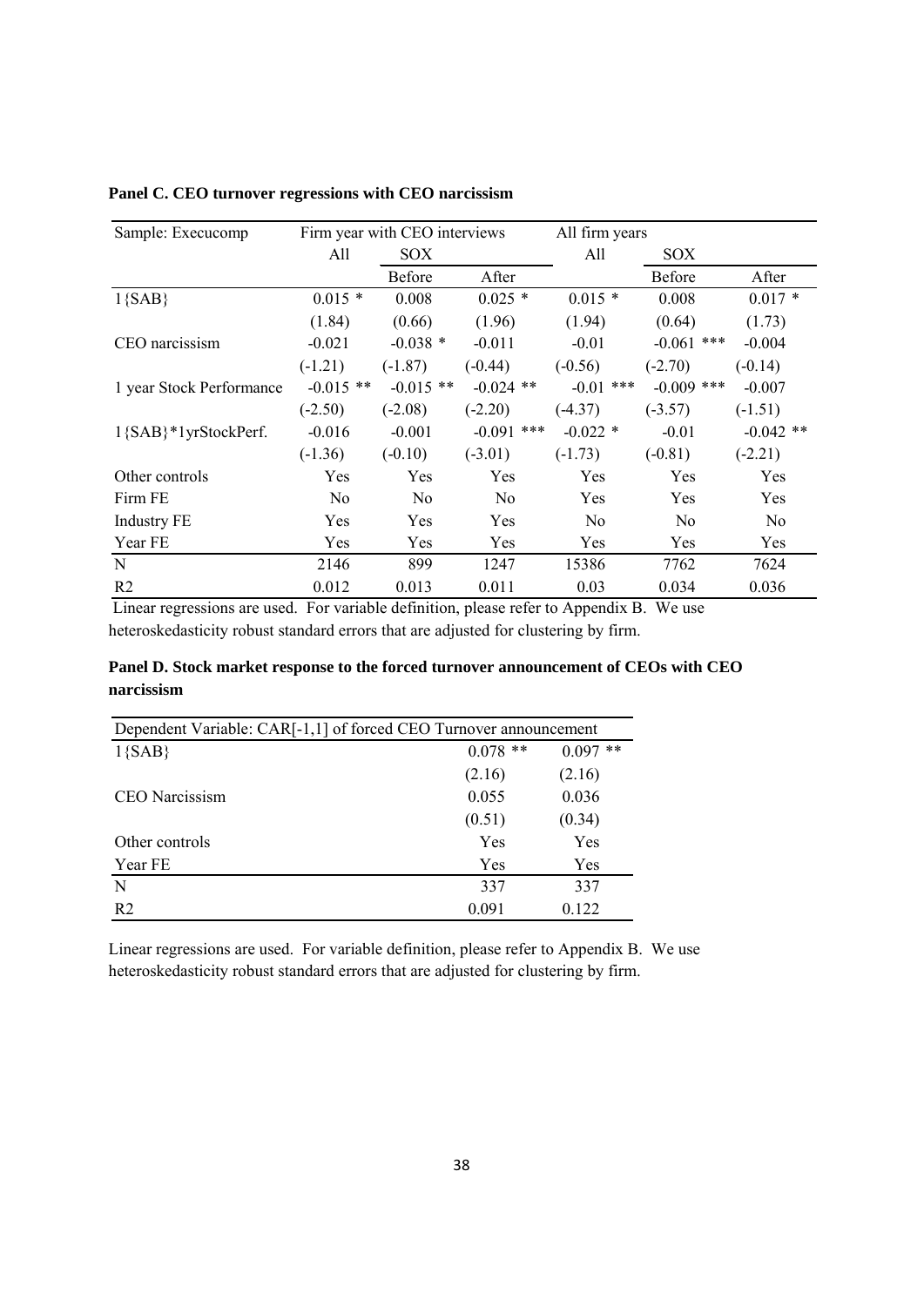**Panel C. CEO turnover regressions with CEO narcissism**

| Sample: Execucomp | Firm year with CEO interviews | | | All firm years | | |
|---|---|---|---|---|---|---|
| | All | SOX | | All | SOX | |
| | | Before | After | | Before | After |
| 1{SAB} | 0.015 * | 0.008 | 0.025 * | 0.015 * | 0.008 | 0.017 * |
| | (1.84) | (0.66) | (1.96) | (1.94) | (0.64) | (1.73) |
| CEO narcissism | -0.021 | -0.038 * | -0.011 | -0.01 | -0.061 *** | -0.004 |
| | (-1.21) | (-1.87) | (-0.44) | (-0.56) | (-2.70) | (-0.14) |
| 1 year Stock Performance | -0.015 ** | -0.015 ** | -0.024 ** | -0.01 *** | -0.009 *** | -0.007 |
| | (-2.50) | (-2.08) | (-2.20) | (-4.37) | (-3.57) | (-1.51) |
| 1{SAB}*1yrStockPerf. | -0.016 | -0.001 | -0.091 *** | -0.022 * | -0.01 | -0.042 ** |
| | (-1.36) | (-0.10) | (-3.01) | (-1.73) | (-0.81) | (-2.21) |
| Other controls | Yes | Yes | Yes | Yes | Yes | Yes |
| Firm FE | No | No | No | Yes | Yes | Yes |
| Industry FE | Yes | Yes | Yes | No | No | No |
| Year FE | Yes | Yes | Yes | Yes | Yes | Yes |
| N | 2146 | 899 | 1247 | 15386 | 7762 | 7624 |
| R2 | 0.012 | 0.013 | 0.011 | 0.03 | 0.034 | 0.036 |

Linear regressions are used. For variable definition, please refer to Appendix B. We use heteroskedasticity robust standard errors that are adjusted for clustering by firm.

**Panel D. Stock market response to the forced turnover announcement of CEOs with CEO narcissism**

| Dependent Variable: CAR[-1,1] of forced CEO Turnover announcement | | |
|---|---|---|
| 1{SAB} | 0.078 ** | 0.097 ** |
| | (2.16) | (2.16) |
| CEO Narcissism | 0.055 | 0.036 |
| | (0.51) | (0.34) |
| Other controls | Yes | Yes |
| Year FE | Yes | Yes |
| N | 337 | 337 |
| R2 | 0.091 | 0.122 |

Linear regressions are used. For variable definition, please refer to Appendix B. We use heteroskedasticity robust standard errors that are adjusted for clustering by firm.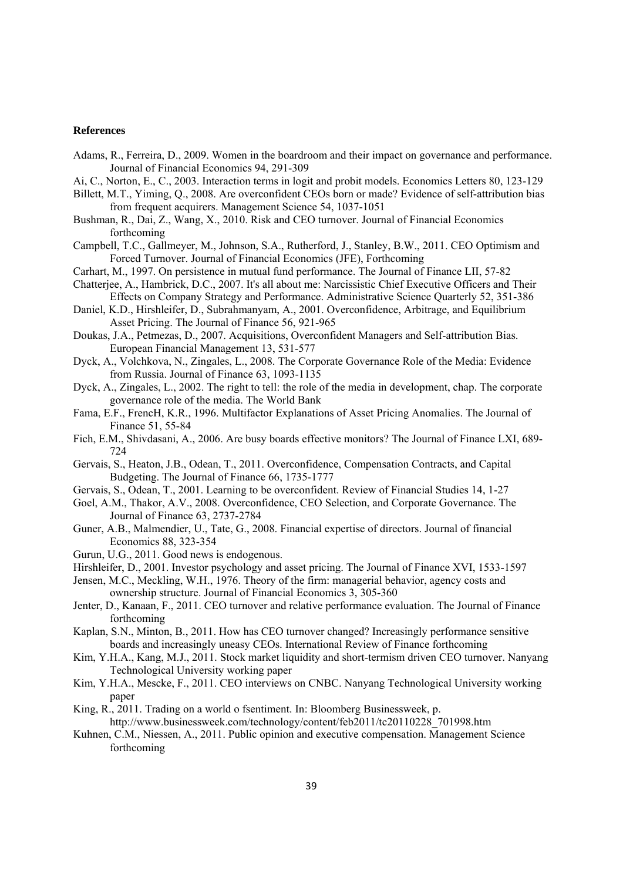**References**

Adams, R., Ferreira, D., 2009. Women in the boardroom and their impact on governance and performance. Journal of Financial Economics 94, 291-309

Ai, C., Norton, E., C., 2003. Interaction terms in logit and probit models. Economics Letters 80, 123-129

Billett, M.T., Yiming, Q., 2008. Are overconfident CEOs born or made? Evidence of self-attribution bias from frequent acquirers. Management Science 54, 1037-1051

Bushman, R., Dai, Z., Wang, X., 2010. Risk and CEO turnover. Journal of Financial Economics forthcoming

Campbell, T.C., Gallmeyer, M., Johnson, S.A., Rutherford, J., Stanley, B.W., 2011. CEO Optimism and Forced Turnover. Journal of Financial Economics (JFE), Forthcoming

Carhart, M., 1997. On persistence in mutual fund performance. The Journal of Finance LII, 57-82

Chatterjee, A., Hambrick, D.C., 2007. It's all about me: Narcissistic Chief Executive Officers and Their Effects on Company Strategy and Performance. Administrative Science Quarterly 52, 351-386

Daniel, K.D., Hirshleifer, D., Subrahmanyam, A., 2001. Overconfidence, Arbitrage, and Equilibrium Asset Pricing. The Journal of Finance 56, 921-965

Doukas, J.A., Petmezas, D., 2007. Acquisitions, Overconfident Managers and Self-attribution Bias. European Financial Management 13, 531-577

Dyck, A., Volchkova, N., Zingales, L., 2008. The Corporate Governance Role of the Media: Evidence from Russia. Journal of Finance 63, 1093-1135

Dyck, A., Zingales, L., 2002. The right to tell: the role of the media in development, chap. The corporate governance role of the media. The World Bank

Fama, E.F., FrencH, K.R., 1996. Multifactor Explanations of Asset Pricing Anomalies. The Journal of Finance 51, 55-84

Fich, E.M., Shivdasani, A., 2006. Are busy boards effective monitors? The Journal of Finance LXI, 689-724

Gervais, S., Heaton, J.B., Odean, T., 2011. Overconfidence, Compensation Contracts, and Capital Budgeting. The Journal of Finance 66, 1735-1777

Gervais, S., Odean, T., 2001. Learning to be overconfident. Review of Financial Studies 14, 1-27

Goel, A.M., Thakor, A.V., 2008. Overconfidence, CEO Selection, and Corporate Governance. The Journal of Finance 63, 2737-2784

Guner, A.B., Malmendier, U., Tate, G., 2008. Financial expertise of directors. Journal of financial Economics 88, 323-354

Gurun, U.G., 2011. Good news is endogenous.

Hirshleifer, D., 2001. Investor psychology and asset pricing. The Journal of Finance XVI, 1533-1597

Jensen, M.C., Meckling, W.H., 1976. Theory of the firm: managerial behavior, agency costs and ownership structure. Journal of Financial Economics 3, 305-360

Jenter, D., Kanaan, F., 2011. CEO turnover and relative performance evaluation. The Journal of Finance forthcoming

Kaplan, S.N., Minton, B., 2011. How has CEO turnover changed? Increasingly performance sensitive boards and increasingly uneasy CEOs. International Review of Finance forthcoming

Kim, Y.H.A., Kang, M.J., 2011. Stock market liquidity and short-termism driven CEO turnover. Nanyang Technological University working paper

Kim, Y.H.A., Mescke, F., 2011. CEO interviews on CNBC. Nanyang Technological University working paper

King, R., 2011. Trading on a world o fsentiment. In: Bloomberg Businessweek, p. http://www.businessweek.com/technology/content/feb2011/tc20110228_701998.htm

Kuhnen, C.M., Niessen, A., 2011. Public opinion and executive compensation. Management Science forthcoming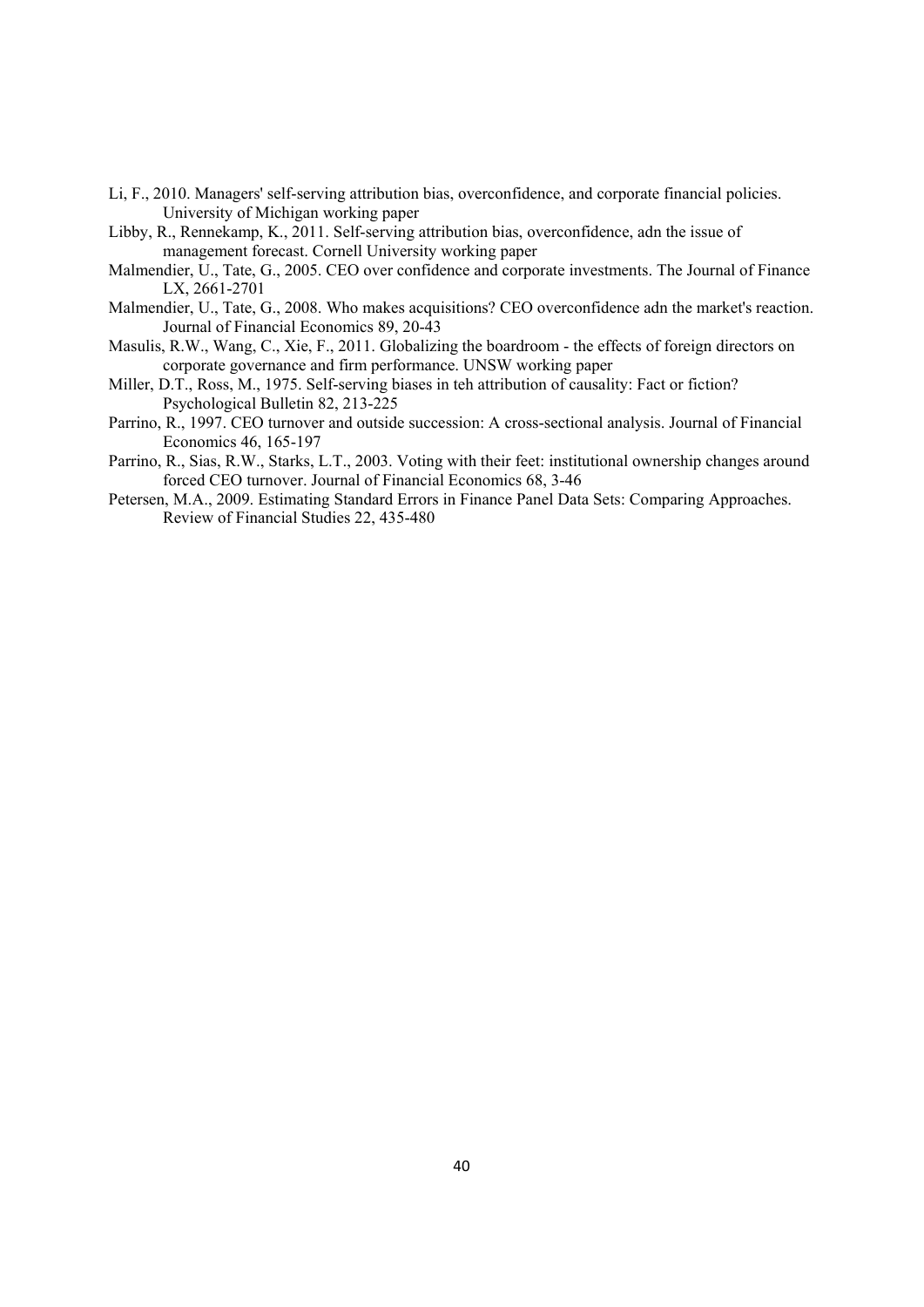Li, F., 2010. Managers' self-serving attribution bias, overconfidence, and corporate financial policies. University of Michigan working paper

Libby, R., Rennekamp, K., 2011. Self-serving attribution bias, overconfidence, adn the issue of management forecast. Cornell University working paper

Malmendier, U., Tate, G., 2005. CEO over confidence and corporate investments. The Journal of Finance LX, 2661-2701

Malmendier, U., Tate, G., 2008. Who makes acquisitions? CEO overconfidence adn the market's reaction. Journal of Financial Economics 89, 20-43

Masulis, R.W., Wang, C., Xie, F., 2011. Globalizing the boardroom - the effects of foreign directors on corporate governance and firm performance. UNSW working paper

Miller, D.T., Ross, M., 1975. Self-serving biases in teh attribution of causality: Fact or fiction? Psychological Bulletin 82, 213-225

Parrino, R., 1997. CEO turnover and outside succession: A cross-sectional analysis. Journal of Financial Economics 46, 165-197

Parrino, R., Sias, R.W., Starks, L.T., 2003. Voting with their feet: institutional ownership changes around forced CEO turnover. Journal of Financial Economics 68, 3-46

Petersen, M.A., 2009. Estimating Standard Errors in Finance Panel Data Sets: Comparing Approaches. Review of Financial Studies 22, 435-480